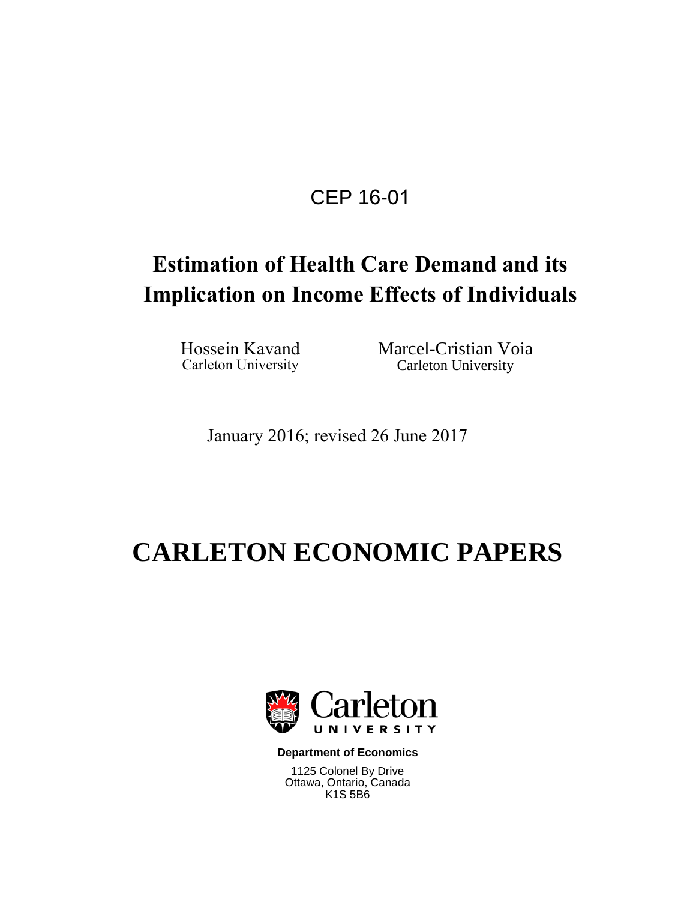CEP 16-01

# Estimation of Health Care Demand and its Implication on Income Effects of Individuals

Hossein Kavand
Carleton University

Marcel-Cristian Voia
Carleton University

January 2016; revised 26 June 2017

# CARLETON ECONOMIC PAPERS

Carleton University

**Department of Economics**

1125 Colonel By Drive
Ottawa, Ontario, Canada
K1S 5B6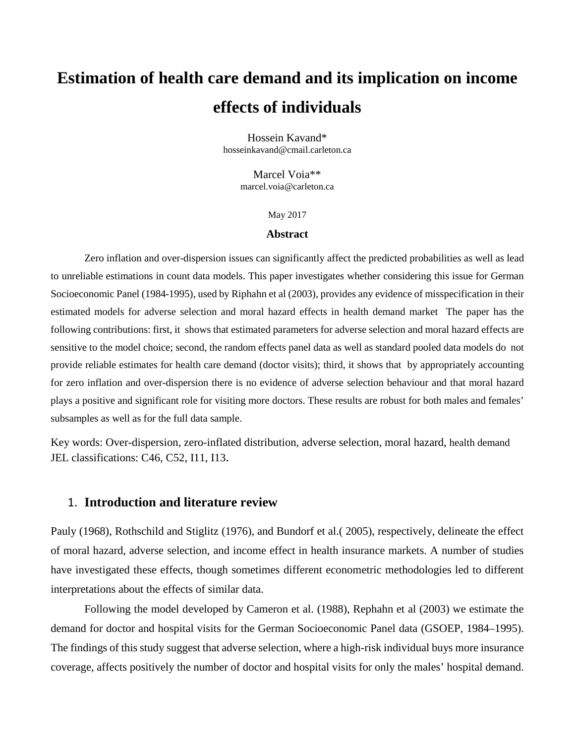# Estimation of health care demand and its implication on income effects of individuals

Hossein Kavand*
hosseinkavand@cmail.carleton.ca

Marcel Voia**
marcel.voia@carleton.ca

May 2017

**Abstract**

Zero inflation and over-dispersion issues can significantly affect the predicted probabilities as well as lead to unreliable estimations in count data models. This paper investigates whether considering this issue for German Socioeconomic Panel (1984-1995), used by Riphahn et al (2003), provides any evidence of misspecification in their estimated models for adverse selection and moral hazard effects in health demand market The paper has the following contributions: first, it shows that estimated parameters for adverse selection and moral hazard effects are sensitive to the model choice; second, the random effects panel data as well as standard pooled data models do not provide reliable estimates for health care demand (doctor visits); third, it shows that by appropriately accounting for zero inflation and over-dispersion there is no evidence of adverse selection behaviour and that moral hazard plays a positive and significant role for visiting more doctors. These results are robust for both males and females' subsamples as well as for the full data sample.

Key words: Over-dispersion, zero-inflated distribution, adverse selection, moral hazard, health demand
JEL classifications: C46, C52, I11, I13.

## 1. Introduction and literature review

Pauly (1968), Rothschild and Stiglitz (1976), and Bundorf et al.( 2005), respectively, delineate the effect of moral hazard, adverse selection, and income effect in health insurance markets. A number of studies have investigated these effects, though sometimes different econometric methodologies led to different interpretations about the effects of similar data.

Following the model developed by Cameron et al. (1988), Rephahn et al (2003) we estimate the demand for doctor and hospital visits for the German Socioeconomic Panel data (GSOEP, 1984–1995). The findings of this study suggest that adverse selection, where a high-risk individual buys more insurance coverage, affects positively the number of doctor and hospital visits for only the males' hospital demand.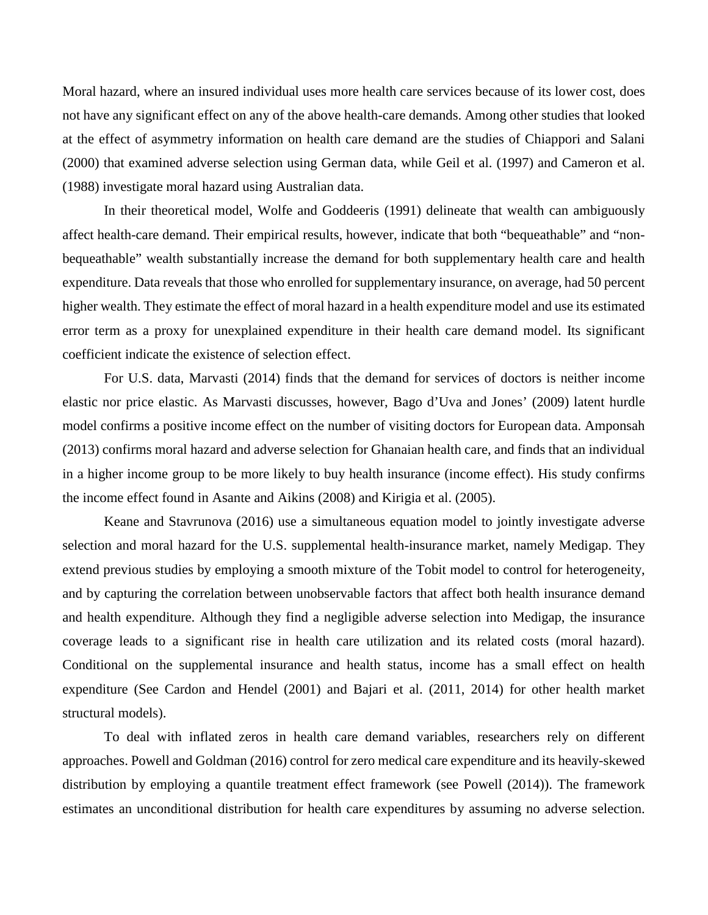Moral hazard, where an insured individual uses more health care services because of its lower cost, does not have any significant effect on any of the above health-care demands. Among other studies that looked at the effect of asymmetry information on health care demand are the studies of Chiappori and Salani (2000) that examined adverse selection using German data, while Geil et al. (1997) and Cameron et al. (1988) investigate moral hazard using Australian data.

In their theoretical model, Wolfe and Goddeeris (1991) delineate that wealth can ambiguously affect health-care demand. Their empirical results, however, indicate that both "bequeathable" and "non-bequeathable" wealth substantially increase the demand for both supplementary health care and health expenditure. Data reveals that those who enrolled for supplementary insurance, on average, had 50 percent higher wealth. They estimate the effect of moral hazard in a health expenditure model and use its estimated error term as a proxy for unexplained expenditure in their health care demand model. Its significant coefficient indicate the existence of selection effect.

For U.S. data, Marvasti (2014) finds that the demand for services of doctors is neither income elastic nor price elastic. As Marvasti discusses, however, Bago d'Uva and Jones' (2009) latent hurdle model confirms a positive income effect on the number of visiting doctors for European data. Amponsah (2013) confirms moral hazard and adverse selection for Ghanaian health care, and finds that an individual in a higher income group to be more likely to buy health insurance (income effect). His study confirms the income effect found in Asante and Aikins (2008) and Kirigia et al. (2005).

Keane and Stavrunova (2016) use a simultaneous equation model to jointly investigate adverse selection and moral hazard for the U.S. supplemental health-insurance market, namely Medigap. They extend previous studies by employing a smooth mixture of the Tobit model to control for heterogeneity, and by capturing the correlation between unobservable factors that affect both health insurance demand and health expenditure. Although they find a negligible adverse selection into Medigap, the insurance coverage leads to a significant rise in health care utilization and its related costs (moral hazard). Conditional on the supplemental insurance and health status, income has a small effect on health expenditure (See Cardon and Hendel (2001) and Bajari et al. (2011, 2014) for other health market structural models).

To deal with inflated zeros in health care demand variables, researchers rely on different approaches. Powell and Goldman (2016) control for zero medical care expenditure and its heavily-skewed distribution by employing a quantile treatment effect framework (see Powell (2014)). The framework estimates an unconditional distribution for health care expenditures by assuming no adverse selection.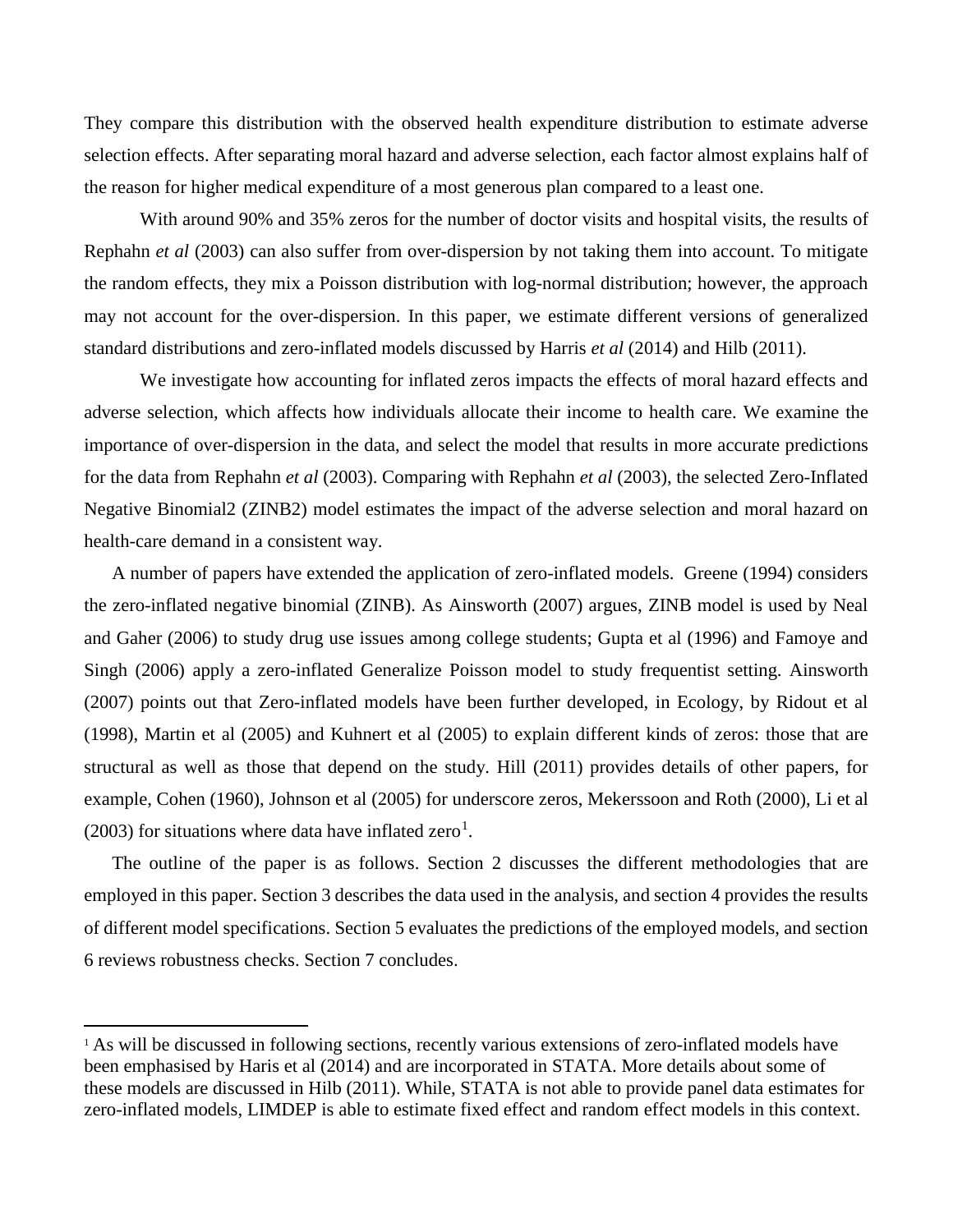They compare this distribution with the observed health expenditure distribution to estimate adverse selection effects. After separating moral hazard and adverse selection, each factor almost explains half of the reason for higher medical expenditure of a most generous plan compared to a least one.

With around 90% and 35% zeros for the number of doctor visits and hospital visits, the results of Rephahn *et al* (2003) can also suffer from over-dispersion by not taking them into account. To mitigate the random effects, they mix a Poisson distribution with log-normal distribution; however, the approach may not account for the over-dispersion. In this paper, we estimate different versions of generalized standard distributions and zero-inflated models discussed by Harris *et al* (2014) and Hilb (2011).

We investigate how accounting for inflated zeros impacts the effects of moral hazard effects and adverse selection, which affects how individuals allocate their income to health care. We examine the importance of over-dispersion in the data, and select the model that results in more accurate predictions for the data from Rephahn *et al* (2003). Comparing with Rephahn *et al* (2003), the selected Zero-Inflated Negative Binomial2 (ZINB2) model estimates the impact of the adverse selection and moral hazard on health-care demand in a consistent way.

A number of papers have extended the application of zero-inflated models. Greene (1994) considers the zero-inflated negative binomial (ZINB). As Ainsworth (2007) argues, ZINB model is used by Neal and Gaher (2006) to study drug use issues among college students; Gupta et al (1996) and Famoye and Singh (2006) apply a zero-inflated Generalize Poisson model to study frequentist setting. Ainsworth (2007) points out that Zero-inflated models have been further developed, in Ecology, by Ridout et al (1998), Martin et al (2005) and Kuhnert et al (2005) to explain different kinds of zeros: those that are structural as well as those that depend on the study. Hill (2011) provides details of other papers, for example, Cohen (1960), Johnson et al (2005) for underscore zeros, Mekerssoon and Roth (2000), Li et al (2003) for situations where data have inflated zero[1].

The outline of the paper is as follows. Section 2 discusses the different methodologies that are employed in this paper. Section 3 describes the data used in the analysis, and section 4 provides the results of different model specifications. Section 5 evaluates the predictions of the employed models, and section 6 reviews robustness checks. Section 7 concludes.

---

[1] As will be discussed in following sections, recently various extensions of zero-inflated models have been emphasised by Haris et al (2014) and are incorporated in STATA. More details about some of these models are discussed in Hilb (2011). While, STATA is not able to provide panel data estimates for zero-inflated models, LIMDEP is able to estimate fixed effect and random effect models in this context.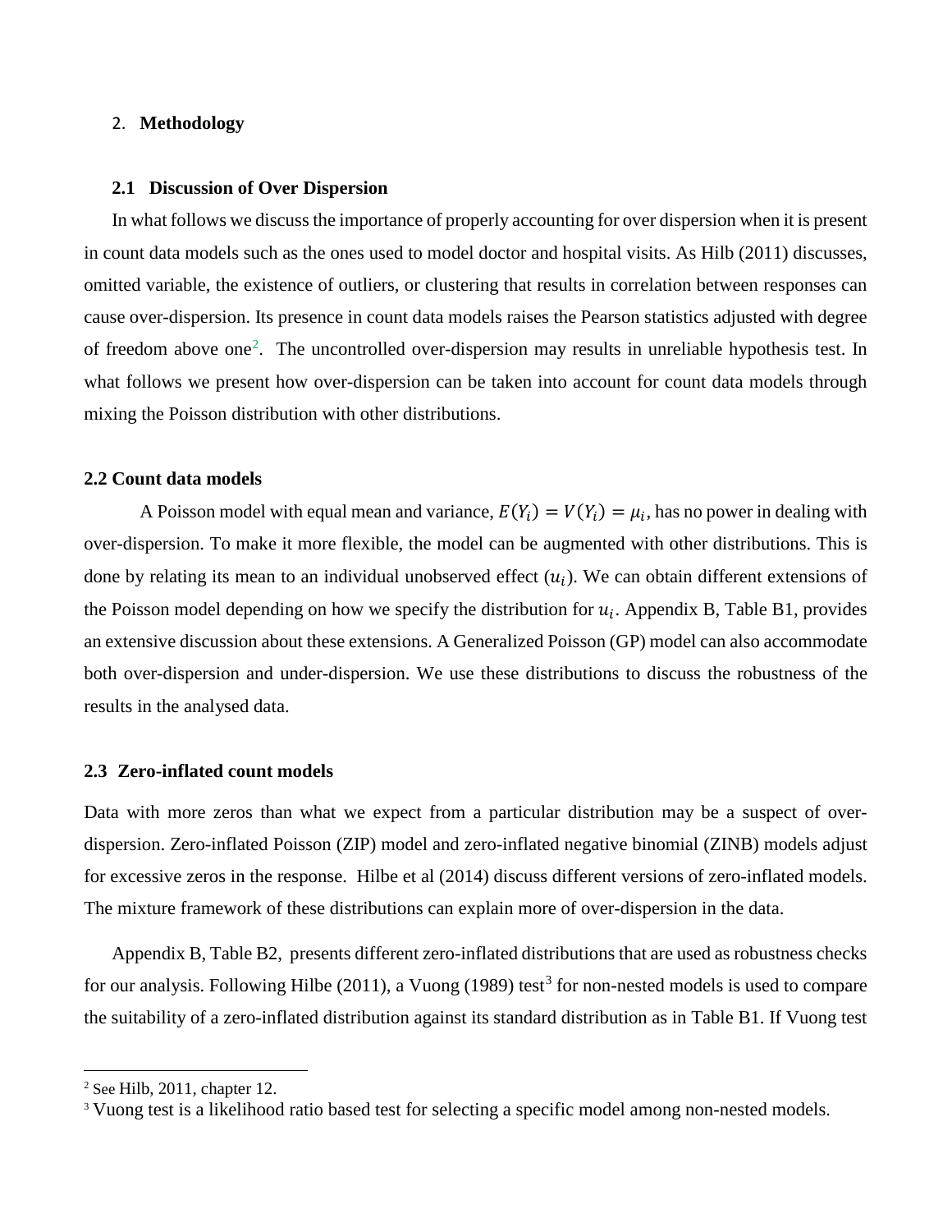## 2. **Methodology**

### 2.1 Discussion of Over Dispersion

In what follows we discuss the importance of properly accounting for over dispersion when it is present in count data models such as the ones used to model doctor and hospital visits. As Hilb (2011) discusses, omitted variable, the existence of outliers, or clustering that results in correlation between responses can cause over-dispersion. Its presence in count data models raises the Pearson statistics adjusted with degree of freedom above one[2]. The uncontrolled over-dispersion may results in unreliable hypothesis test. In what follows we present how over-dispersion can be taken into account for count data models through mixing the Poisson distribution with other distributions.

### 2.2 Count data models

A Poisson model with equal mean and variance, $E(Y_i) = V(Y_i) = \mu_i$, has no power in dealing with over-dispersion. To make it more flexible, the model can be augmented with other distributions. This is done by relating its mean to an individual unobserved effect ($u_i$). We can obtain different extensions of the Poisson model depending on how we specify the distribution for $u_i$. Appendix B, Table B1, provides an extensive discussion about these extensions. A Generalized Poisson (GP) model can also accommodate both over-dispersion and under-dispersion. We use these distributions to discuss the robustness of the results in the analysed data.

### 2.3 Zero-inflated count models

Data with more zeros than what we expect from a particular distribution may be a suspect of over-dispersion. Zero-inflated Poisson (ZIP) model and zero-inflated negative binomial (ZINB) models adjust for excessive zeros in the response. Hilbe et al (2014) discuss different versions of zero-inflated models. The mixture framework of these distributions can explain more of over-dispersion in the data.

Appendix B, Table B2, presents different zero-inflated distributions that are used as robustness checks for our analysis. Following Hilbe (2011), a Vuong (1989) test[3] for non-nested models is used to compare the suitability of a zero-inflated distribution against its standard distribution as in Table B1. If Vuong test

---

[2] See Hilb, 2011, chapter 12.

[3] Vuong test is a likelihood ratio based test for selecting a specific model among non-nested models.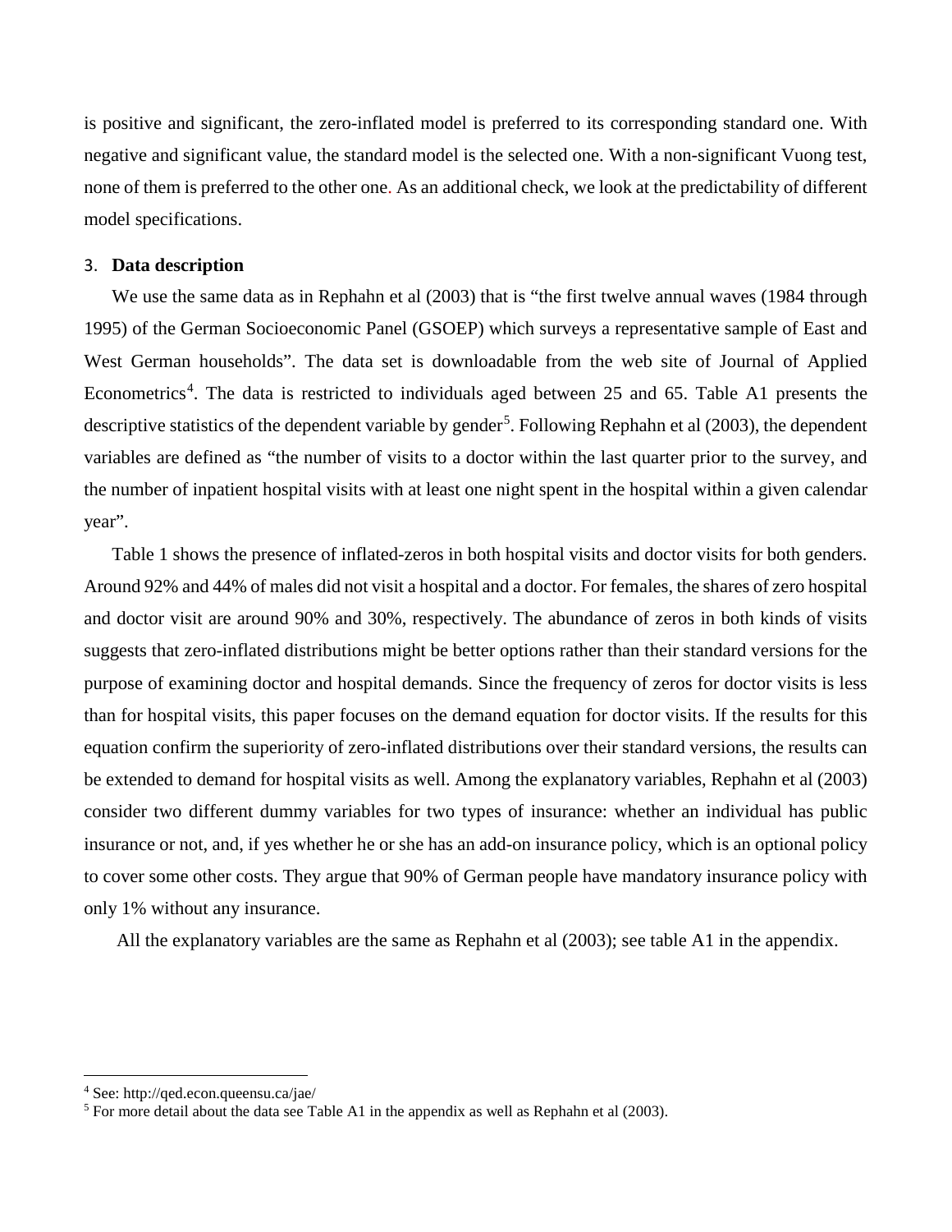is positive and significant, the zero-inflated model is preferred to its corresponding standard one. With negative and significant value, the standard model is the selected one. With a non-significant Vuong test, none of them is preferred to the other one. As an additional check, we look at the predictability of different model specifications.

## 3. Data description

We use the same data as in Rephahn et al (2003) that is "the first twelve annual waves (1984 through 1995) of the German Socioeconomic Panel (GSOEP) which surveys a representative sample of East and West German households". The data set is downloadable from the web site of Journal of Applied Econometrics[4]. The data is restricted to individuals aged between 25 and 65. Table A1 presents the descriptive statistics of the dependent variable by gender[5]. Following Rephahn et al (2003), the dependent variables are defined as "the number of visits to a doctor within the last quarter prior to the survey, and the number of inpatient hospital visits with at least one night spent in the hospital within a given calendar year".

Table 1 shows the presence of inflated-zeros in both hospital visits and doctor visits for both genders. Around 92% and 44% of males did not visit a hospital and a doctor. For females, the shares of zero hospital and doctor visit are around 90% and 30%, respectively. The abundance of zeros in both kinds of visits suggests that zero-inflated distributions might be better options rather than their standard versions for the purpose of examining doctor and hospital demands. Since the frequency of zeros for doctor visits is less than for hospital visits, this paper focuses on the demand equation for doctor visits. If the results for this equation confirm the superiority of zero-inflated distributions over their standard versions, the results can be extended to demand for hospital visits as well. Among the explanatory variables, Rephahn et al (2003) consider two different dummy variables for two types of insurance: whether an individual has public insurance or not, and, if yes whether he or she has an add-on insurance policy, which is an optional policy to cover some other costs. They argue that 90% of German people have mandatory insurance policy with only 1% without any insurance.

All the explanatory variables are the same as Rephahn et al (2003); see table A1 in the appendix.

---

[4] See: http://qed.econ.queensu.ca/jae/

[5] For more detail about the data see Table A1 in the appendix as well as Rephahn et al (2003).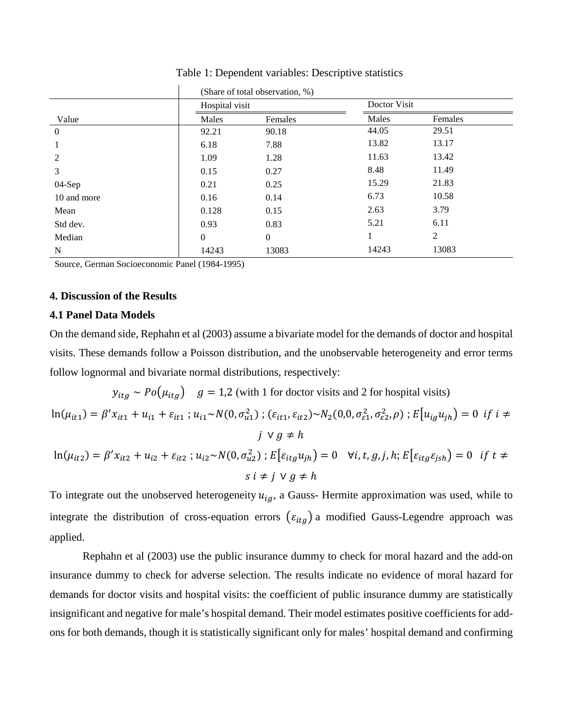Table 1: Dependent variables: Descriptive statistics

| | (Share of total observation, %) | | | |
|---|---|---|---|---|
| | Hospital visit | | Doctor Visit | |
| Value | Males | Females | Males | Females |
| 0 | 92.21 | 90.18 | 44.05 | 29.51 |
| 1 | 6.18 | 7.88 | 13.82 | 13.17 |
| 2 | 1.09 | 1.28 | 11.63 | 13.42 |
| 3 | 0.15 | 0.27 | 8.48 | 11.49 |
| 04-Sep | 0.21 | 0.25 | 15.29 | 21.83 |
| 10 and more | 0.16 | 0.14 | 6.73 | 10.58 |
| Mean | 0.128 | 0.15 | 2.63 | 3.79 |
| Std dev. | 0.93 | 0.83 | 5.21 | 6.11 |
| Median | 0 | 0 | 1 | 2 |
| N | 14243 | 13083 | 14243 | 13083 |

Source, German Socioeconomic Panel (1984-1995)

## 4. Discussion of the Results

### 4.1 Panel Data Models

On the demand side, Rephahn et al (2003) assume a bivariate model for the demands of doctor and hospital visits. These demands follow a Poisson distribution, and the unobservable heterogeneity and error terms follow lognormal and bivariate normal distributions, respectively:

$$y_{itg} \sim Po(\mu_{itg}) \quad g = 1,2 \text{ (with 1 for doctor visits and 2 for hospital visits)}$$

$$\ln(\mu_{it1}) = \beta' x_{it1} + u_{i1} + \varepsilon_{it1} \; ; u_{i1} \sim N(0, \sigma_{u1}^2) \; ; (\varepsilon_{it1}, \varepsilon_{it2}) \sim N_2(0,0, \sigma_{\varepsilon 1}^2, \sigma_{\varepsilon 2}^2, \rho) \; ; E[u_{ig} u_{jh}] = 0 \;\; if \; i \neq j \; \vee g \neq h$$

$$\ln(\mu_{it2}) = \beta' x_{it2} + u_{i2} + \varepsilon_{it2} \; ; u_{i2} \sim N(0, \sigma_{u2}^2) \; ; E[\varepsilon_{itg} u_{jh}] = 0 \quad \forall i, t, g, j, h; E[\varepsilon_{itg} \varepsilon_{jsh}] = 0 \;\; if \; t \neq s \; i \neq j \; \vee g \neq h$$

To integrate out the unobserved heterogeneity $u_{ig}$, a Gauss- Hermite approximation was used, while to integrate the distribution of cross-equation errors $(\varepsilon_{itg})$ a modified Gauss-Legendre approach was applied.

Rephahn et al (2003) use the public insurance dummy to check for moral hazard and the add-on insurance dummy to check for adverse selection. The results indicate no evidence of moral hazard for demands for doctor visits and hospital visits: the coefficient of public insurance dummy are statistically insignificant and negative for male's hospital demand. Their model estimates positive coefficients for add-ons for both demands, though it is statistically significant only for males' hospital demand and confirming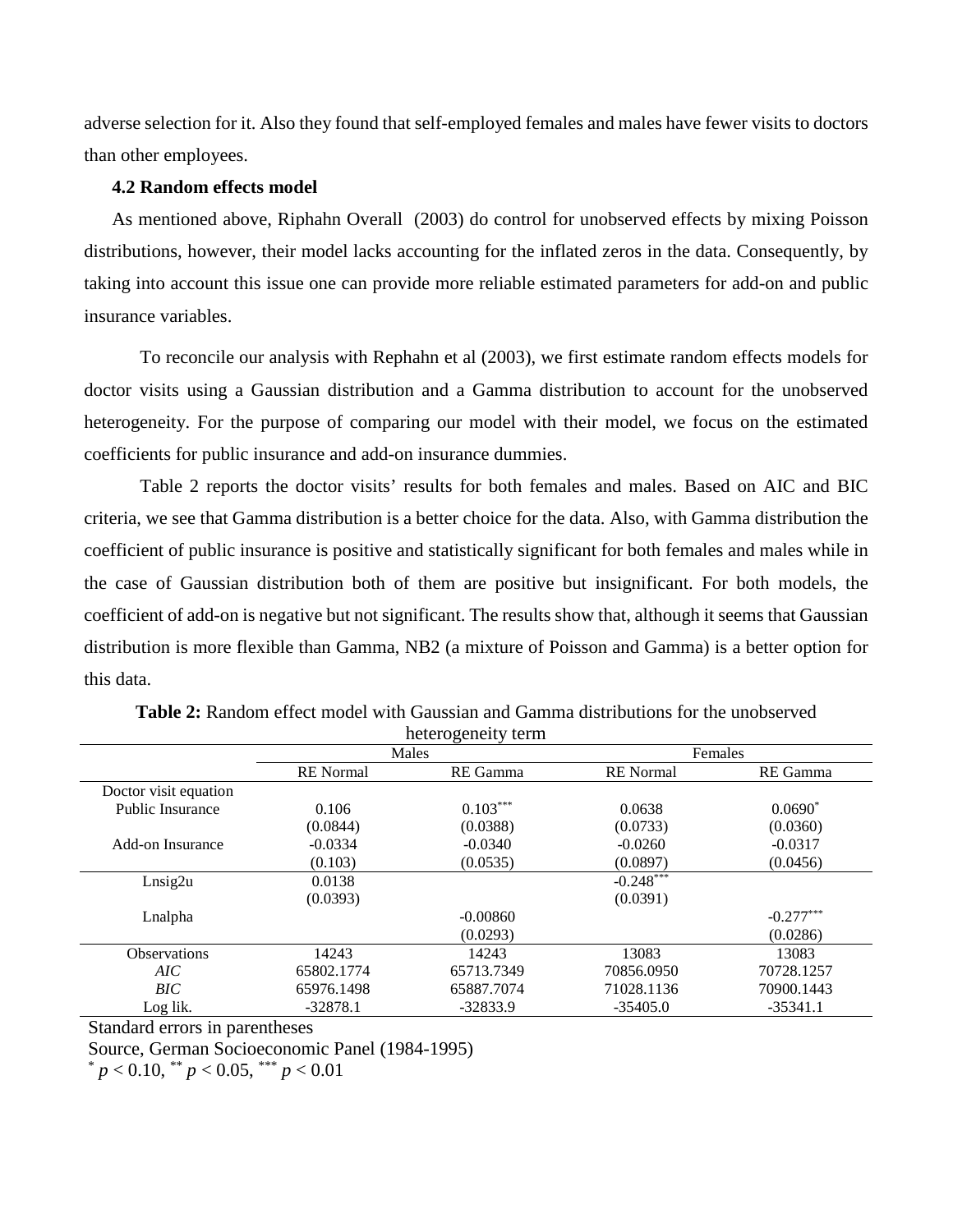adverse selection for it. Also they found that self-employed females and males have fewer visits to doctors than other employees.

### 4.2 Random effects model

As mentioned above, Riphahn Overall (2003) do control for unobserved effects by mixing Poisson distributions, however, their model lacks accounting for the inflated zeros in the data. Consequently, by taking into account this issue one can provide more reliable estimated parameters for add-on and public insurance variables.

To reconcile our analysis with Rephahn et al (2003), we first estimate random effects models for doctor visits using a Gaussian distribution and a Gamma distribution to account for the unobserved heterogeneity. For the purpose of comparing our model with their model, we focus on the estimated coefficients for public insurance and add-on insurance dummies.

Table 2 reports the doctor visits' results for both females and males. Based on AIC and BIC criteria, we see that Gamma distribution is a better choice for the data. Also, with Gamma distribution the coefficient of public insurance is positive and statistically significant for both females and males while in the case of Gaussian distribution both of them are positive but insignificant. For both models, the coefficient of add-on is negative but not significant. The results show that, although it seems that Gaussian distribution is more flexible than Gamma, NB2 (a mixture of Poisson and Gamma) is a better option for this data.

**Table 2:** Random effect model with Gaussian and Gamma distributions for the unobserved heterogeneity term

| | Males | | Females | |
|---|---|---|---|---|
| | RE Normal | RE Gamma | RE Normal | RE Gamma |
| Doctor visit equation | | | | |
| Public Insurance | 0.106 | $0.103^{***}$ | 0.0638 | $0.0690^{*}$ |
| | (0.0844) | (0.0388) | (0.0733) | (0.0360) |
| Add-on Insurance | -0.0334 | -0.0340 | -0.0260 | -0.0317 |
| | (0.103) | (0.0535) | (0.0897) | (0.0456) |
| Lnsig2u | 0.0138 | | $-0.248^{***}$ | |
| | (0.0393) | | (0.0391) | |
| Lnalpha | | -0.00860 | | $-0.277^{***}$ |
| | | (0.0293) | | (0.0286) |
| Observations | 14243 | 14243 | 13083 | 13083 |
| *AIC* | 65802.1774 | 65713.7349 | 70856.0950 | 70728.1257 |
| *BIC* | 65976.1498 | 65887.7074 | 71028.1136 | 70900.1443 |
| Log lik. | -32878.1 | -32833.9 | -35405.0 | -35341.1 |

Standard errors in parentheses

Source, German Socioeconomic Panel (1984-1995)

$^{*}$ $p < 0.10$, $^{**}$ $p < 0.05$, $^{***}$ $p < 0.01$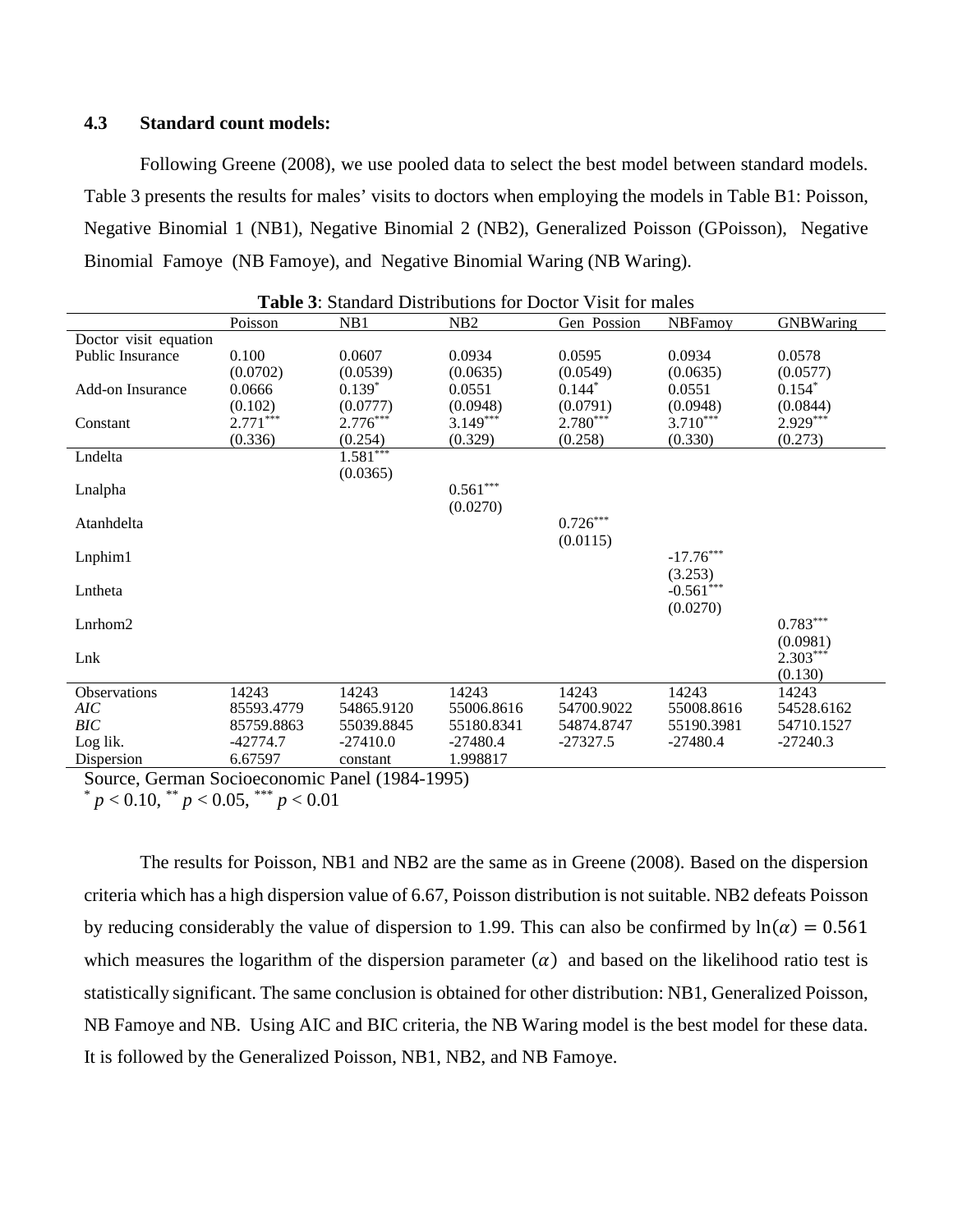### 4.3 Standard count models:

Following Greene (2008), we use pooled data to select the best model between standard models. Table 3 presents the results for males' visits to doctors when employing the models in Table B1: Poisson, Negative Binomial 1 (NB1), Negative Binomial 2 (NB2), Generalized Poisson (GPoisson), Negative Binomial Famoye (NB Famoye), and Negative Binomial Waring (NB Waring).

**Table 3**: Standard Distributions for Doctor Visit for males

| | Poisson | NB1 | NB2 | Gen Possion | NBFamoy | GNBWaring |
|---|---|---|---|---|---|---|
| Doctor visit equation | | | | | | |
| Public Insurance | 0.100 | 0.0607 | 0.0934 | 0.0595 | 0.0934 | 0.0578 |
| | (0.0702) | (0.0539) | (0.0635) | (0.0549) | (0.0635) | (0.0577) |
| Add-on Insurance | 0.0666 | 0.139* | 0.0551 | 0.144* | 0.0551 | 0.154* |
| | (0.102) | (0.0777) | (0.0948) | (0.0791) | (0.0948) | (0.0844) |
| Constant | 2.771*** | 2.776*** | 3.149*** | 2.780*** | 3.710*** | 2.929*** |
| | (0.336) | (0.254) | (0.329) | (0.258) | (0.330) | (0.273) |
| Lndelta | | 1.581*** | | | | |
| | | (0.0365) | | | | |
| Lnalpha | | | 0.561*** | | | |
| | | | (0.0270) | | | |
| Atanhdelta | | | | 0.726*** | | |
| | | | | (0.0115) | | |
| Lnphim1 | | | | | -17.76*** | |
| | | | | | (3.253) | |
| Lntheta | | | | | -0.561*** | |
| | | | | | (0.0270) | |
| Lnrhom2 | | | | | | 0.783*** |
| | | | | | | (0.0981) |
| Lnk | | | | | | 2.303*** |
| | | | | | | (0.130) |
| Observations | 14243 | 14243 | 14243 | 14243 | 14243 | 14243 |
| *AIC* | 85593.4779 | 54865.9120 | 55006.8616 | 54700.9022 | 55008.8616 | 54528.6162 |
| *BIC* | 85759.8863 | 55039.8845 | 55180.8341 | 54874.8747 | 55190.3981 | 54710.1527 |
| Log lik. | -42774.7 | -27410.0 | -27480.4 | -27327.5 | -27480.4 | -27240.3 |
| Dispersion | 6.67597 | constant | 1.998817 | | | |

Source, German Socioeconomic Panel (1984-1995)

\* $p < 0.10$, \*\* $p < 0.05$, \*\*\* $p < 0.01$

The results for Poisson, NB1 and NB2 are the same as in Greene (2008). Based on the dispersion criteria which has a high dispersion value of 6.67, Poisson distribution is not suitable. NB2 defeats Poisson by reducing considerably the value of dispersion to 1.99. This can also be confirmed by $\ln(\alpha) = 0.561$ which measures the logarithm of the dispersion parameter $(\alpha)$ and based on the likelihood ratio test is statistically significant. The same conclusion is obtained for other distribution: NB1, Generalized Poisson, NB Famoye and NB. Using AIC and BIC criteria, the NB Waring model is the best model for these data. It is followed by the Generalized Poisson, NB1, NB2, and NB Famoye.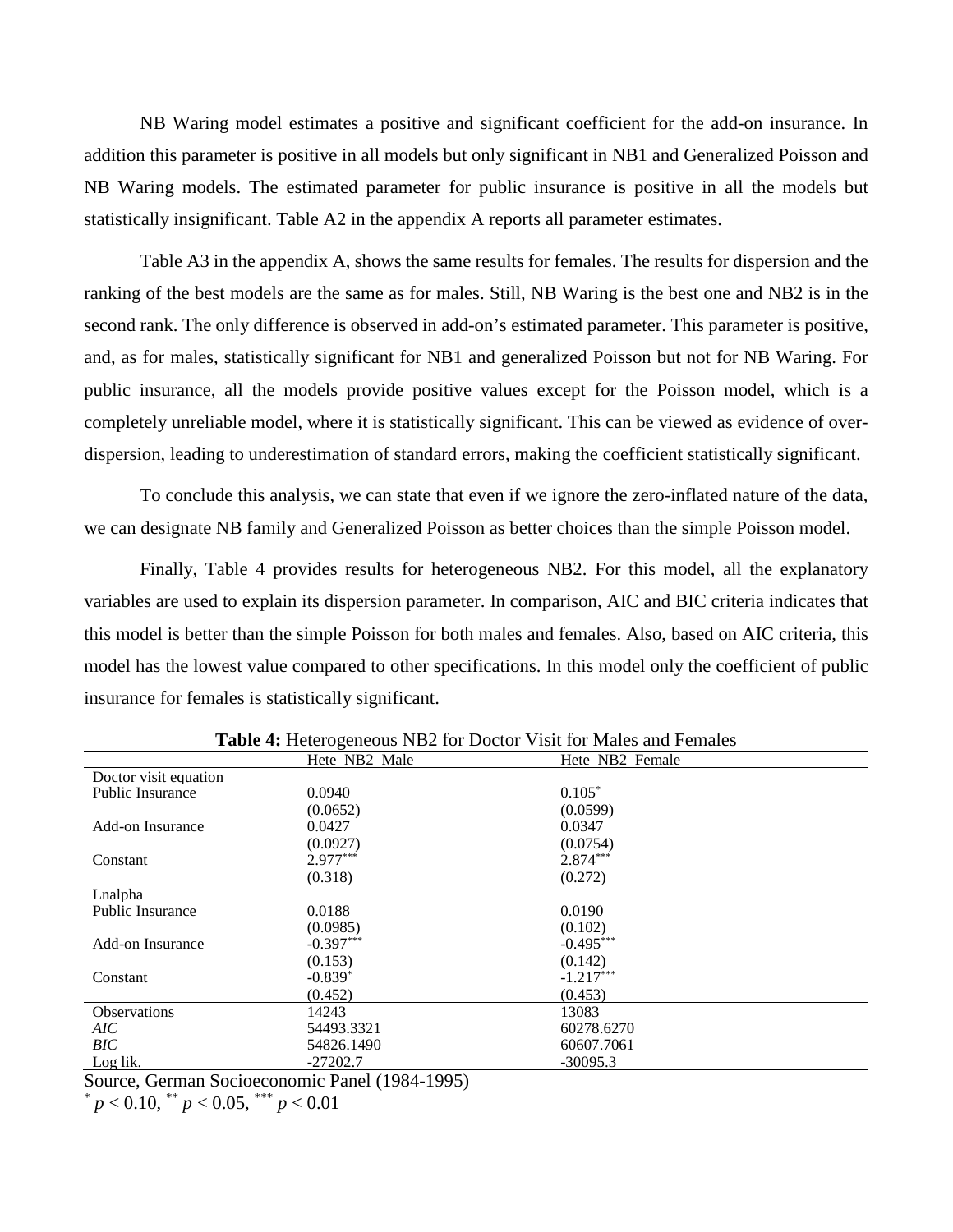NB Waring model estimates a positive and significant coefficient for the add-on insurance. In addition this parameter is positive in all models but only significant in NB1 and Generalized Poisson and NB Waring models. The estimated parameter for public insurance is positive in all the models but statistically insignificant. Table A2 in the appendix A reports all parameter estimates.

Table A3 in the appendix A, shows the same results for females. The results for dispersion and the ranking of the best models are the same as for males. Still, NB Waring is the best one and NB2 is in the second rank. The only difference is observed in add-on's estimated parameter. This parameter is positive, and, as for males, statistically significant for NB1 and generalized Poisson but not for NB Waring. For public insurance, all the models provide positive values except for the Poisson model, which is a completely unreliable model, where it is statistically significant. This can be viewed as evidence of over-dispersion, leading to underestimation of standard errors, making the coefficient statistically significant.

To conclude this analysis, we can state that even if we ignore the zero-inflated nature of the data, we can designate NB family and Generalized Poisson as better choices than the simple Poisson model.

Finally, Table 4 provides results for heterogeneous NB2. For this model, all the explanatory variables are used to explain its dispersion parameter. In comparison, AIC and BIC criteria indicates that this model is better than the simple Poisson for both males and females. Also, based on AIC criteria, this model has the lowest value compared to other specifications. In this model only the coefficient of public insurance for females is statistically significant.

**Table 4:** Heterogeneous NB2 for Doctor Visit for Males and Females

| | Hete_NB2_Male | Hete_NB2_Female |
|---|---|---|
| Doctor visit equation | | |
| Public Insurance | 0.0940 | 0.105* |
| | (0.0652) | (0.0599) |
| Add-on Insurance | 0.0427 | 0.0347 |
| | (0.0927) | (0.0754) |
| Constant | 2.977*** | 2.874*** |
| | (0.318) | (0.272) |
| Lnalpha | | |
| Public Insurance | 0.0188 | 0.0190 |
| | (0.0985) | (0.102) |
| Add-on Insurance | -0.397*** | -0.495*** |
| | (0.153) | (0.142) |
| Constant | -0.839* | -1.217*** |
| | (0.452) | (0.453) |
| Observations | 14243 | 13083 |
| *AIC* | 54493.3321 | 60278.6270 |
| *BIC* | 54826.1490 | 60607.7061 |
| Log lik. | -27202.7 | -30095.3 |

Source, German Socioeconomic Panel (1984-1995)

\* $p < 0.10$, \*\* $p < 0.05$, \*\*\* $p < 0.01$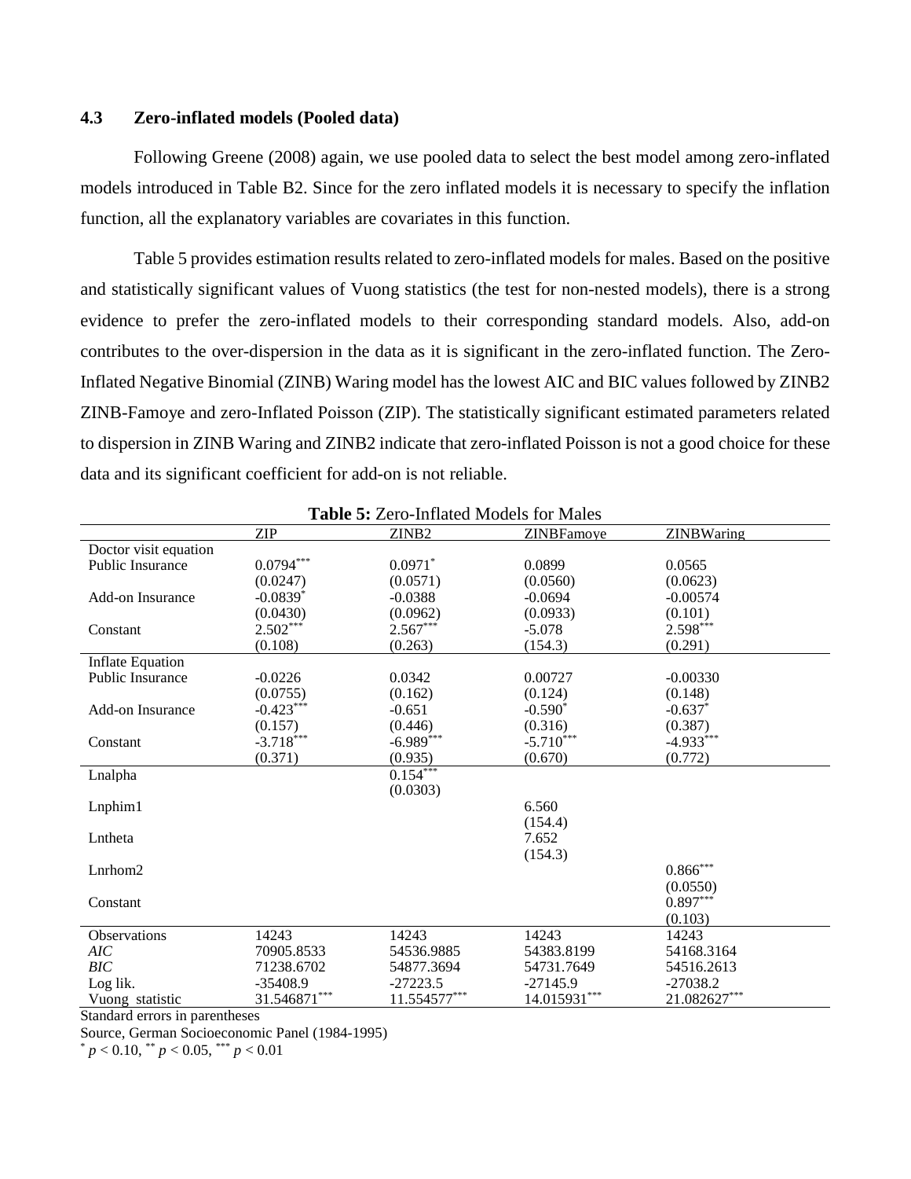### 4.3 Zero-inflated models (Pooled data)

Following Greene (2008) again, we use pooled data to select the best model among zero-inflated models introduced in Table B2. Since for the zero inflated models it is necessary to specify the inflation function, all the explanatory variables are covariates in this function.

Table 5 provides estimation results related to zero-inflated models for males. Based on the positive and statistically significant values of Vuong statistics (the test for non-nested models), there is a strong evidence to prefer the zero-inflated models to their corresponding standard models. Also, add-on contributes to the over-dispersion in the data as it is significant in the zero-inflated function. The Zero-Inflated Negative Binomial (ZINB) Waring model has the lowest AIC and BIC values followed by ZINB2 ZINB-Famoye and zero-Inflated Poisson (ZIP). The statistically significant estimated parameters related to dispersion in ZINB Waring and ZINB2 indicate that zero-inflated Poisson is not a good choice for these data and its significant coefficient for add-on is not reliable.

**Table 5:** Zero-Inflated Models for Males

| | ZIP | ZINB2 | ZINBFamoye | ZINBWaring |
|---|---|---|---|---|
| Doctor visit equation | | | | |
| Public Insurance | $0.0794^{***}$ | $0.0971^{*}$ | 0.0899 | 0.0565 |
| | (0.0247) | (0.0571) | (0.0560) | (0.0623) |
| Add-on Insurance | $-0.0839^{*}$ | -0.0388 | -0.0694 | -0.00574 |
| | (0.0430) | (0.0962) | (0.0933) | (0.101) |
| Constant | $2.502^{***}$ | $2.567^{***}$ | -5.078 | $2.598^{***}$ |
| | (0.108) | (0.263) | (154.3) | (0.291) |
| Inflate Equation | | | | |
| Public Insurance | -0.0226 | 0.0342 | 0.00727 | -0.00330 |
| | (0.0755) | (0.162) | (0.124) | (0.148) |
| Add-on Insurance | $-0.423^{***}$ | -0.651 | $-0.590^{*}$ | $-0.637^{*}$ |
| | (0.157) | (0.446) | (0.316) | (0.387) |
| Constant | $-3.718^{***}$ | $-6.989^{***}$ | $-5.710^{***}$ | $-4.933^{***}$ |
| | (0.371) | (0.935) | (0.670) | (0.772) |
| Lnalpha | | $0.154^{***}$ | | |
| | | (0.0303) | | |
| Lnphim1 | | | 6.560 | |
| | | | (154.4) | |
| Lntheta | | | 7.652 | |
| | | | (154.3) | |
| Lnrhom2 | | | | $0.866^{***}$ |
| | | | | (0.0550) |
| Constant | | | | $0.897^{***}$ |
| | | | | (0.103) |
| Observations | 14243 | 14243 | 14243 | 14243 |
| *AIC* | 70905.8533 | 54536.9885 | 54383.8199 | 54168.3164 |
| *BIC* | 71238.6702 | 54877.3694 | 54731.7649 | 54516.2613 |
| Log lik. | -35408.9 | -27223.5 | -27145.9 | -27038.2 |
| Vuong statistic | $31.546871^{***}$ | $11.554577^{***}$ | $14.015931^{***}$ | $21.082627^{***}$ |

Standard errors in parentheses

Source, German Socioeconomic Panel (1984-1995)

$^{*}$ $p < 0.10$, $^{**}$ $p < 0.05$, $^{***}$ $p < 0.01$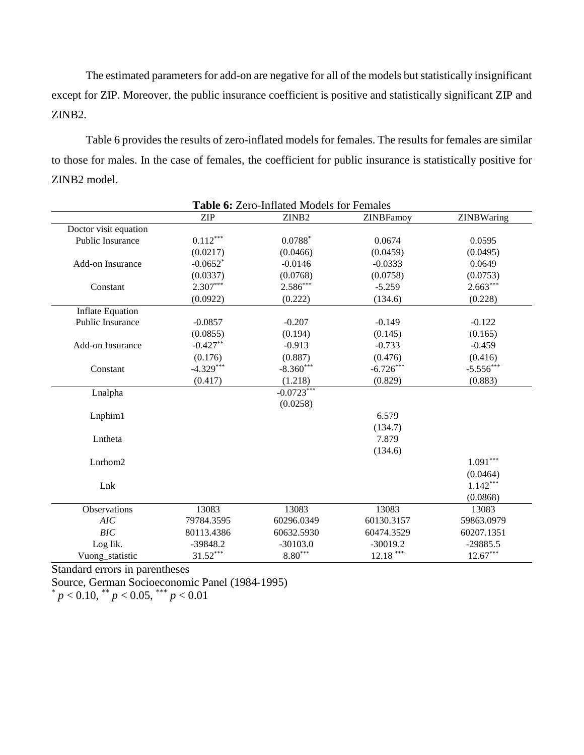The estimated parameters for add-on are negative for all of the models but statistically insignificant except for ZIP. Moreover, the public insurance coefficient is positive and statistically significant ZIP and ZINB2.

Table 6 provides the results of zero-inflated models for females. The results for females are similar to those for males. In the case of females, the coefficient for public insurance is statistically positive for ZINB2 model.

**Table 6:** Zero-Inflated Models for Females

| | ZIP | ZINB2 | ZINBFamoy | ZINBWaring |
|---|---|---|---|---|
| Doctor visit equation | | | | |
| Public Insurance | $0.112^{***}$ | $0.0788^{*}$ | 0.0674 | 0.0595 |
| | (0.0217) | (0.0466) | (0.0459) | (0.0495) |
| Add-on Insurance | $-0.0652^{*}$ | -0.0146 | -0.0333 | 0.0649 |
| | (0.0337) | (0.0768) | (0.0758) | (0.0753) |
| Constant | $2.307^{***}$ | $2.586^{***}$ | -5.259 | $2.663^{***}$ |
| | (0.0922) | (0.222) | (134.6) | (0.228) |
| Inflate Equation | | | | |
| Public Insurance | -0.0857 | -0.207 | -0.149 | -0.122 |
| | (0.0855) | (0.194) | (0.145) | (0.165) |
| Add-on Insurance | $-0.427^{**}$ | -0.913 | -0.733 | -0.459 |
| | (0.176) | (0.887) | (0.476) | (0.416) |
| Constant | $-4.329^{***}$ | $-8.360^{***}$ | $-6.726^{***}$ | $-5.556^{***}$ |
| | (0.417) | (1.218) | (0.829) | (0.883) |
| Lnalpha | | $-0.0723^{***}$ | | |
| | | (0.0258) | | |
| Lnphim1 | | | 6.579 | |
| | | | (134.7) | |
| Lntheta | | | 7.879 | |
| | | | (134.6) | |
| Lnrhom2 | | | | $1.091^{***}$ |
| | | | | (0.0464) |
| Lnk | | | | $1.142^{***}$ |
| | | | | (0.0868) |
| Observations | 13083 | 13083 | 13083 | 13083 |
| *AIC* | 79784.3595 | 60296.0349 | 60130.3157 | 59863.0979 |
| *BIC* | 80113.4386 | 60632.5930 | 60474.3529 | 60207.1351 |
| Log lik. | -39848.2 | -30103.0 | -30019.2 | -29885.5 |
| Vuong_statistic | $31.52^{***}$ | $8.80^{***}$ | $12.18^{***}$ | $12.67^{***}$ |

Standard errors in parentheses

Source, German Socioeconomic Panel (1984-1995)

$^{*}$ $p < 0.10$, $^{**}$ $p < 0.05$, $^{***}$ $p < 0.01$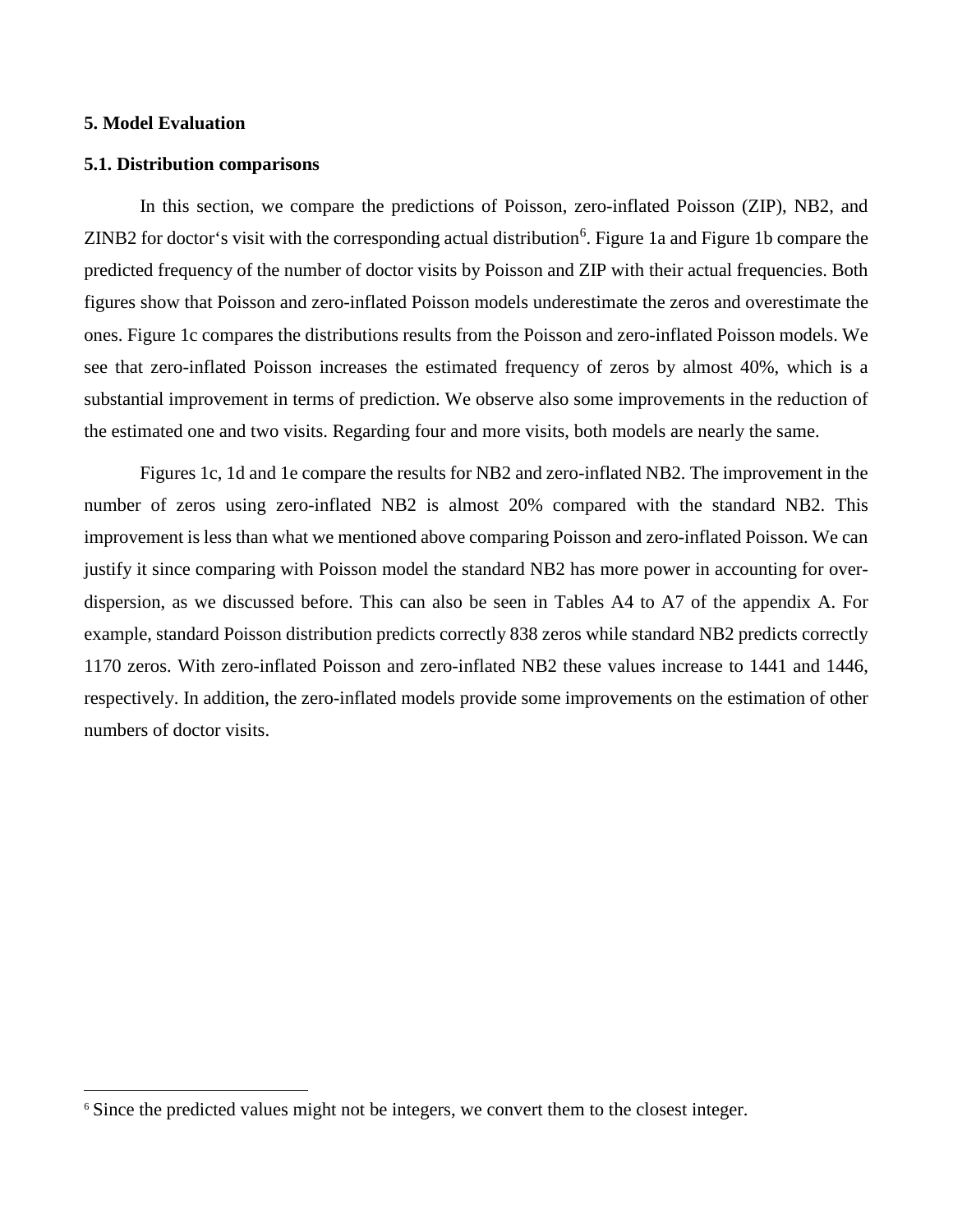## 5. Model Evaluation

### 5.1. Distribution comparisons

In this section, we compare the predictions of Poisson, zero-inflated Poisson (ZIP), NB2, and ZINB2 for doctor‘s visit with the corresponding actual distribution[6]. Figure 1a and Figure 1b compare the predicted frequency of the number of doctor visits by Poisson and ZIP with their actual frequencies. Both figures show that Poisson and zero-inflated Poisson models underestimate the zeros and overestimate the ones. Figure 1c compares the distributions results from the Poisson and zero-inflated Poisson models. We see that zero-inflated Poisson increases the estimated frequency of zeros by almost 40%, which is a substantial improvement in terms of prediction. We observe also some improvements in the reduction of the estimated one and two visits. Regarding four and more visits, both models are nearly the same.

Figures 1c, 1d and 1e compare the results for NB2 and zero-inflated NB2. The improvement in the number of zeros using zero-inflated NB2 is almost 20% compared with the standard NB2. This improvement is less than what we mentioned above comparing Poisson and zero-inflated Poisson. We can justify it since comparing with Poisson model the standard NB2 has more power in accounting for over-dispersion, as we discussed before. This can also be seen in Tables A4 to A7 of the appendix A. For example, standard Poisson distribution predicts correctly 838 zeros while standard NB2 predicts correctly 1170 zeros. With zero-inflated Poisson and zero-inflated NB2 these values increase to 1441 and 1446, respectively. In addition, the zero-inflated models provide some improvements on the estimation of other numbers of doctor visits.

[6] Since the predicted values might not be integers, we convert them to the closest integer.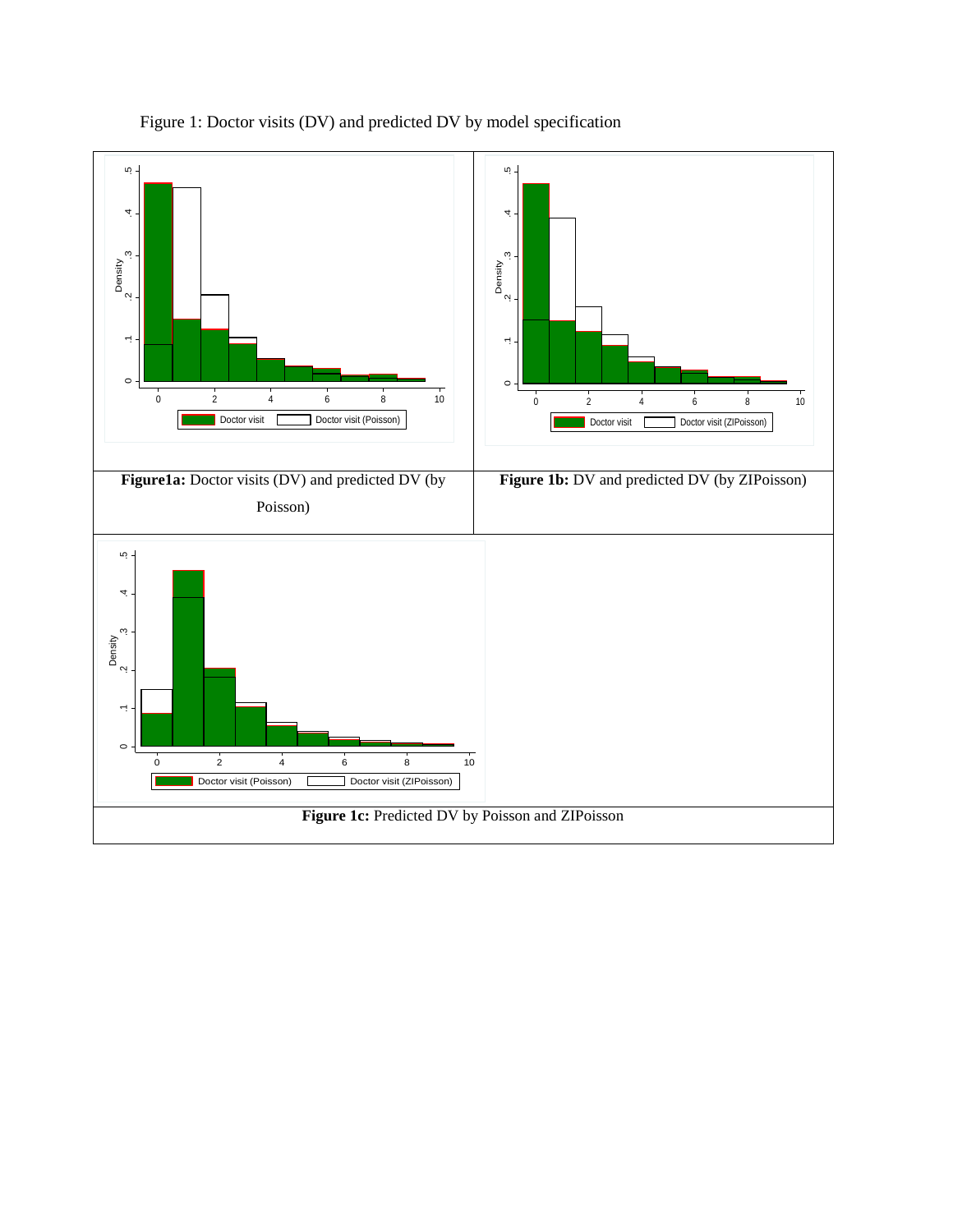Figure 1: Doctor visits (DV) and predicted DV by model specification

**Figure1a:** Doctor visits (DV) and predicted DV (by Poisson)

**Figure 1b:** DV and predicted DV (by ZIPoisson)

**Figure 1c:** Predicted DV by Poisson and ZIPoisson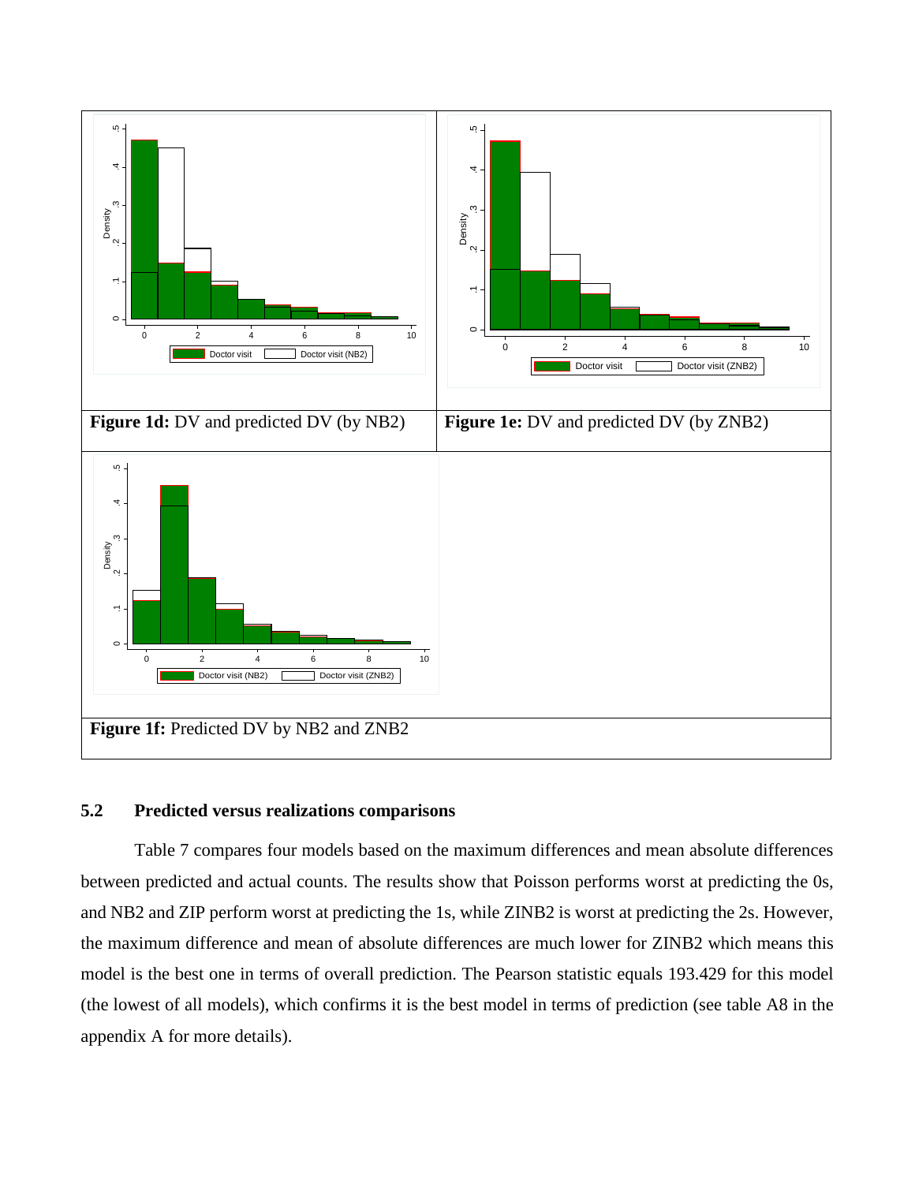**Figure 1d:** DV and predicted DV (by NB2)

**Figure 1e:** DV and predicted DV (by ZNB2)

**Figure 1f:** Predicted DV by NB2 and ZNB2

### 5.2 Predicted versus realizations comparisons

Table 7 compares four models based on the maximum differences and mean absolute differences between predicted and actual counts. The results show that Poisson performs worst at predicting the 0s, and NB2 and ZIP perform worst at predicting the 1s, while ZINB2 is worst at predicting the 2s. However, the maximum difference and mean of absolute differences are much lower for ZINB2 which means this model is the best one in terms of overall prediction. The Pearson statistic equals 193.429 for this model (the lowest of all models), which confirms it is the best model in terms of prediction (see table A8 in the appendix A for more details).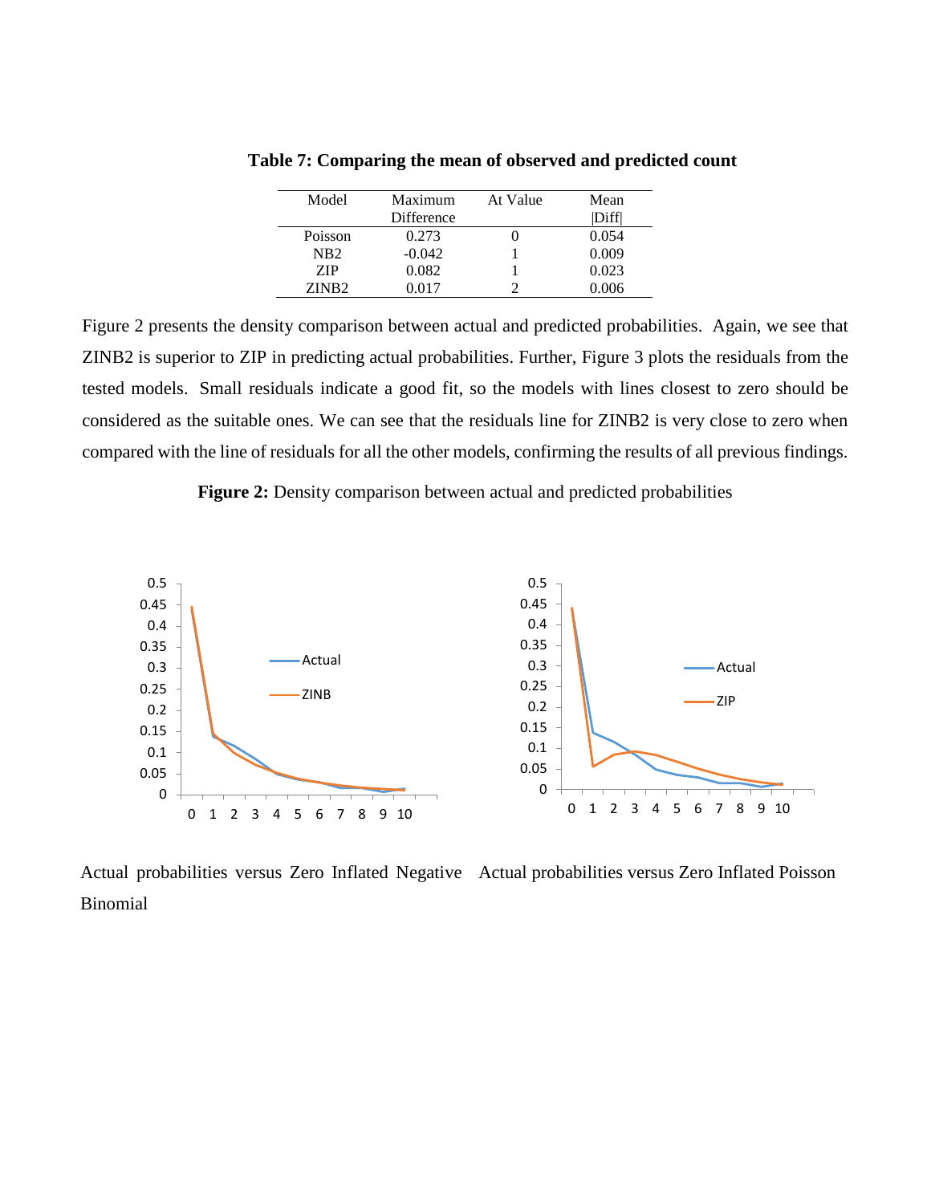**Table 7: Comparing the mean of observed and predicted count**

| Model | Maximum Difference | At Value | Mean \|Diff\| |
|---|---|---|---|
| Poisson | 0.273 | 0 | 0.054 |
| NB2 | -0.042 | 1 | 0.009 |
| ZIP | 0.082 | 1 | 0.023 |
| ZINB2 | 0.017 | 2 | 0.006 |

Figure 2 presents the density comparison between actual and predicted probabilities. Again, we see that ZINB2 is superior to ZIP in predicting actual probabilities. Further, Figure 3 plots the residuals from the tested models. Small residuals indicate a good fit, so the models with lines closest to zero should be considered as the suitable ones. We can see that the residuals line for ZINB2 is very close to zero when compared with the line of residuals for all the other models, confirming the results of all previous findings.

**Figure 2:** Density comparison between actual and predicted probabilities

Actual probabilities versus Zero Inflated Negative Binomial

Actual probabilities versus Zero Inflated Poisson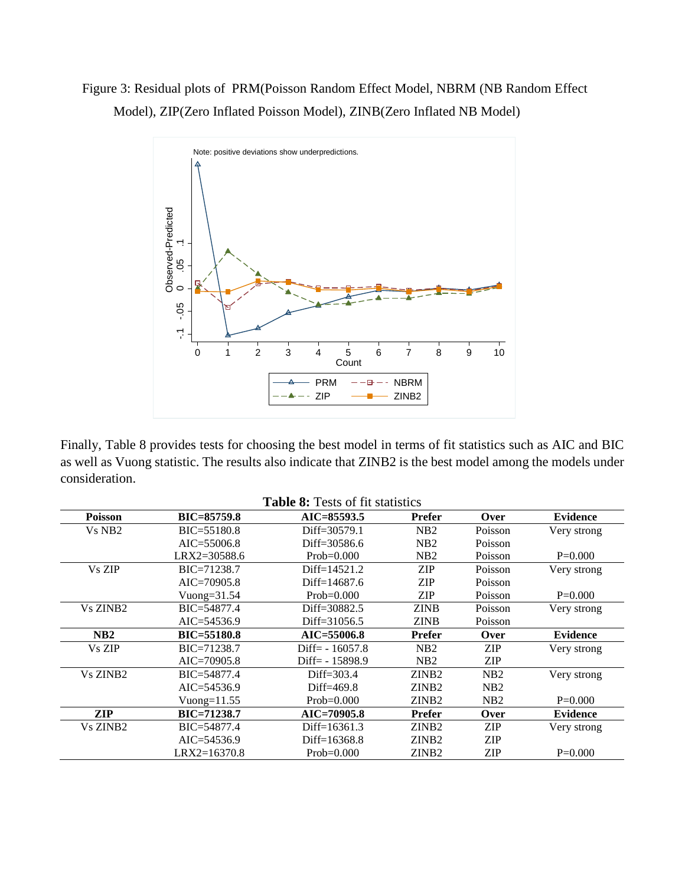Figure 3: Residual plots of PRM(Poisson Random Effect Model, NBRM (NB Random Effect Model), ZIP(Zero Inflated Poisson Model), ZINB(Zero Inflated NB Model)

Finally, Table 8 provides tests for choosing the best model in terms of fit statistics such as AIC and BIC as well as Vuong statistic. The results also indicate that ZINB2 is the best model among the models under consideration.

**Table 8:** Tests of fit statistics

| **Poisson** | **BIC=85759.8** | **AIC=85593.5** | **Prefer** | **Over** | **Evidence** |
|---|---|---|---|---|---|
| Vs NB2 | BIC=55180.8 | Diff=30579.1 | NB2 | Poisson | Very strong |
| | AIC=55006.8 | Diff=30586.6 | NB2 | Poisson | |
| | LRX2=30588.6 | Prob=0.000 | NB2 | Poisson | P=0.000 |
| Vs ZIP | BIC=71238.7 | Diff=14521.2 | ZIP | Poisson | Very strong |
| | AIC=70905.8 | Diff=14687.6 | ZIP | Poisson | |
| | Vuong=31.54 | Prob=0.000 | ZIP | Poisson | P=0.000 |
| Vs ZINB2 | BIC=54877.4 | Diff=30882.5 | ZINB | Poisson | Very strong |
| | AIC=54536.9 | Diff=31056.5 | ZINB | Poisson | |
| **NB2** | **BIC=55180.8** | **AIC=55006.8** | **Prefer** | **Over** | **Evidence** |
| Vs ZIP | BIC=71238.7 | Diff= - 16057.8 | NB2 | ZIP | Very strong |
| | AIC=70905.8 | Diff= - 15898.9 | NB2 | ZIP | |
| Vs ZINB2 | BIC=54877.4 | Diff=303.4 | ZINB2 | NB2 | Very strong |
| | AIC=54536.9 | Diff=469.8 | ZINB2 | NB2 | |
| | Vuong=11.55 | Prob=0.000 | ZINB2 | NB2 | P=0.000 |
| **ZIP** | **BIC=71238.7** | **AIC=70905.8** | **Prefer** | **Over** | **Evidence** |
| Vs ZINB2 | BIC=54877.4 | Diff=16361.3 | ZINB2 | ZIP | Very strong |
| | AIC=54536.9 | Diff=16368.8 | ZINB2 | ZIP | |
| | LRX2=16370.8 | Prob=0.000 | ZINB2 | ZIP | P=0.000 |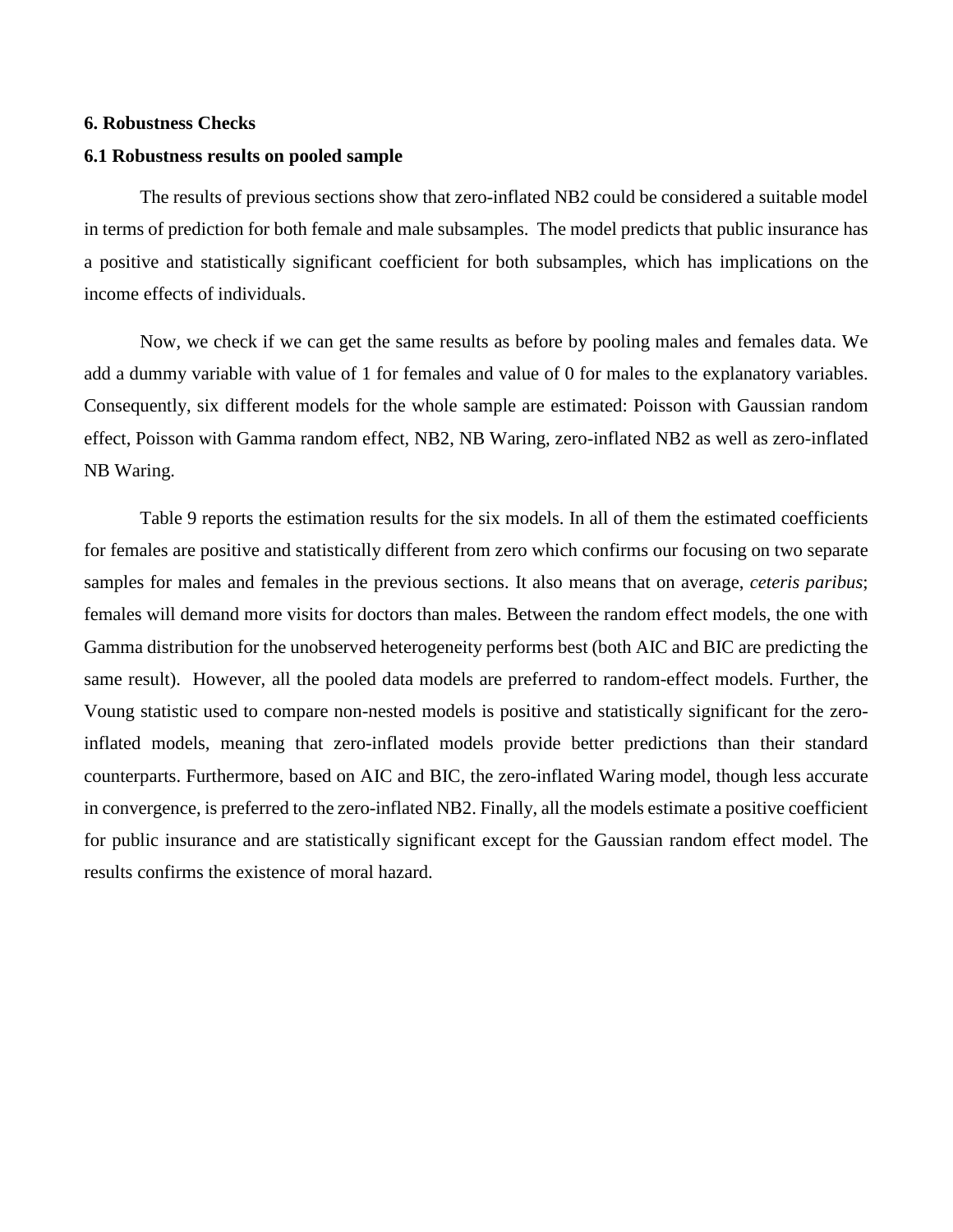## 6. Robustness Checks

### 6.1 Robustness results on pooled sample

The results of previous sections show that zero-inflated NB2 could be considered a suitable model in terms of prediction for both female and male subsamples. The model predicts that public insurance has a positive and statistically significant coefficient for both subsamples, which has implications on the income effects of individuals.

Now, we check if we can get the same results as before by pooling males and females data. We add a dummy variable with value of 1 for females and value of 0 for males to the explanatory variables. Consequently, six different models for the whole sample are estimated: Poisson with Gaussian random effect, Poisson with Gamma random effect, NB2, NB Waring, zero-inflated NB2 as well as zero-inflated NB Waring.

Table 9 reports the estimation results for the six models. In all of them the estimated coefficients for females are positive and statistically different from zero which confirms our focusing on two separate samples for males and females in the previous sections. It also means that on average, *ceteris paribus*; females will demand more visits for doctors than males. Between the random effect models, the one with Gamma distribution for the unobserved heterogeneity performs best (both AIC and BIC are predicting the same result). However, all the pooled data models are preferred to random-effect models. Further, the Voung statistic used to compare non-nested models is positive and statistically significant for the zero-inflated models, meaning that zero-inflated models provide better predictions than their standard counterparts. Furthermore, based on AIC and BIC, the zero-inflated Waring model, though less accurate in convergence, is preferred to the zero-inflated NB2. Finally, all the models estimate a positive coefficient for public insurance and are statistically significant except for the Gaussian random effect model. The results confirms the existence of moral hazard.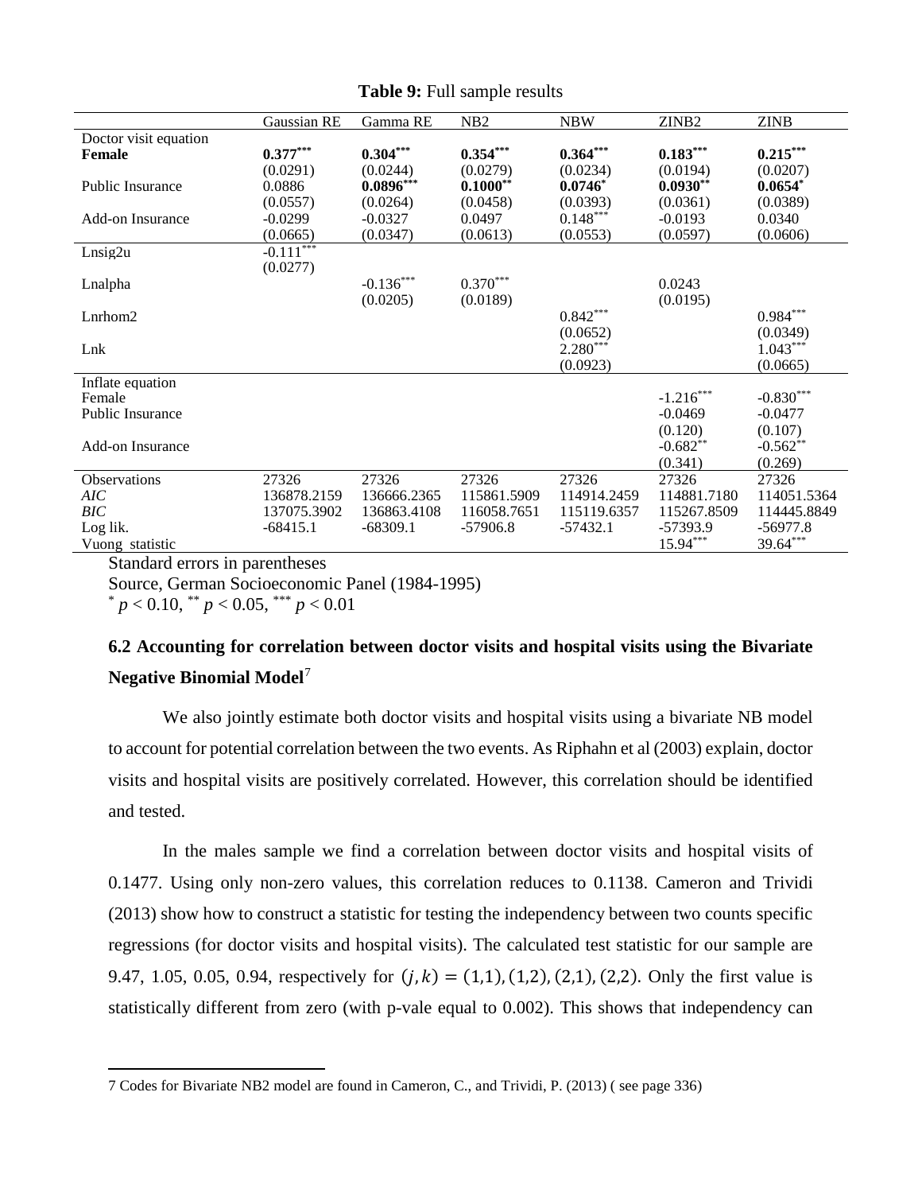**Table 9:** Full sample results

| | Gaussian RE | Gamma RE | NB2 | NBW | ZINB2 | ZINB |
|---|---|---|---|---|---|---|
| Doctor visit equation | | | | | | |
| **Female** | **0.377*** ** | **0.304*** ** | **0.354*** ** | **0.364*** ** | **0.183*** ** | **0.215*** ** |
| | (0.0291) | (0.0244) | (0.0279) | (0.0234) | (0.0194) | (0.0207) |
| Public Insurance | 0.0886 | **0.0896*** ** | **0.1000** ** | **0.0746* ** | **0.0930** ** | **0.0654* ** |
| | (0.0557) | (0.0264) | (0.0458) | (0.0393) | (0.0361) | (0.0389) |
| Add-on Insurance | -0.0299 | -0.0327 | 0.0497 | 0.148*** | -0.0193 | 0.0340 |
| | (0.0665) | (0.0347) | (0.0613) | (0.0553) | (0.0597) | (0.0606) |
| Lnsig2u | -0.111*** | | | | | |
| | (0.0277) | | | | | |
| Lnalpha | | -0.136*** | 0.370*** | | 0.0243 | |
| | | (0.0205) | (0.0189) | | (0.0195) | |
| Lnrhom2 | | | | 0.842*** | | 0.984*** |
| | | | | (0.0652) | | (0.0349) |
| Lnk | | | | 2.280*** | | 1.043*** |
| | | | | (0.0923) | | (0.0665) |
| Inflate equation | | | | | | |
| Female | | | | | -1.216*** | -0.830*** |
| Public Insurance | | | | | -0.0469 | -0.0477 |
| | | | | | (0.120) | (0.107) |
| Add-on Insurance | | | | | -0.682** | -0.562** |
| | | | | | (0.341) | (0.269) |
| Observations | 27326 | 27326 | 27326 | 27326 | 27326 | 27326 |
| *AIC* | 136878.2159 | 136666.2365 | 115861.5909 | 114914.2459 | 114881.7180 | 114051.5364 |
| *BIC* | 137075.3902 | 136863.4108 | 116058.7651 | 115119.6357 | 115267.8509 | 114445.8849 |
| Log lik. | -68415.1 | -68309.1 | -57906.8 | -57432.1 | -57393.9 | -56977.8 |
| Vuong statistic | | | | | 15.94*** | 39.64*** |

Standard errors in parentheses

Source, German Socioeconomic Panel (1984-1995)

\* $p < 0.10$, \*\* $p < 0.05$, \*\*\* $p < 0.01$

### 6.2 Accounting for correlation between doctor visits and hospital visits using the Bivariate Negative Binomial Model[7]

We also jointly estimate both doctor visits and hospital visits using a bivariate NB model to account for potential correlation between the two events. As Riphahn et al (2003) explain, doctor visits and hospital visits are positively correlated. However, this correlation should be identified and tested.

In the males sample we find a correlation between doctor visits and hospital visits of 0.1477. Using only non-zero values, this correlation reduces to 0.1138. Cameron and Trividi (2013) show how to construct a statistic for testing the independency between two counts specific regressions (for doctor visits and hospital visits). The calculated test statistic for our sample are 9.47, 1.05, 0.05, 0.94, respectively for $(j,k) = (1,1), (1,2), (2,1), (2,2)$. Only the first value is statistically different from zero (with p-vale equal to 0.002). This shows that independency can

7 Codes for Bivariate NB2 model are found in Cameron, C., and Trividi, P. (2013) ( see page 336)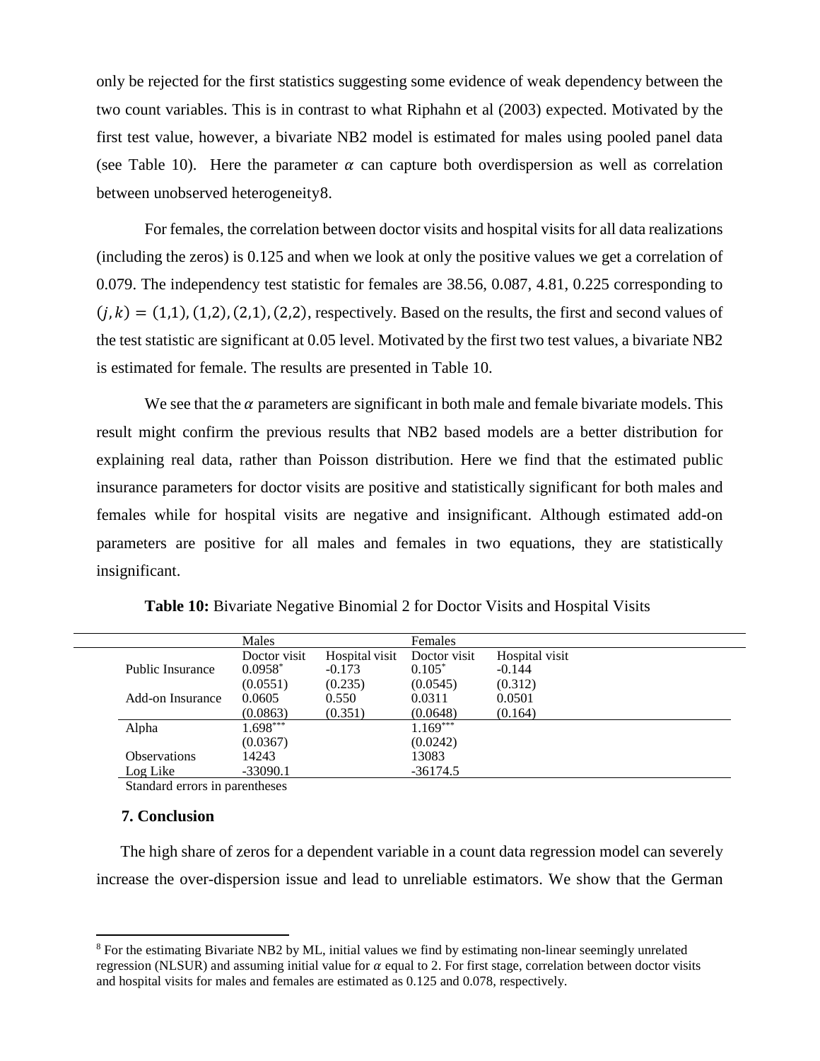only be rejected for the first statistics suggesting some evidence of weak dependency between the two count variables. This is in contrast to what Riphahn et al (2003) expected. Motivated by the first test value, however, a bivariate NB2 model is estimated for males using pooled panel data (see Table 10). Here the parameter $\alpha$ can capture both overdispersion as well as correlation between unobserved heterogeneity[8].

For females, the correlation between doctor visits and hospital visits for all data realizations (including the zeros) is 0.125 and when we look at only the positive values we get a correlation of 0.079. The independency test statistic for females are 38.56, 0.087, 4.81, 0.225 corresponding to $(j,k) = (1,1), (1,2), (2,1), (2,2)$, respectively. Based on the results, the first and second values of the test statistic are significant at 0.05 level. Motivated by the first two test values, a bivariate NB2 is estimated for female. The results are presented in Table 10.

We see that the $\alpha$ parameters are significant in both male and female bivariate models. This result might confirm the previous results that NB2 based models are a better distribution for explaining real data, rather than Poisson distribution. Here we find that the estimated public insurance parameters for doctor visits are positive and statistically significant for both males and females while for hospital visits are negative and insignificant. Although estimated add-on parameters are positive for all males and females in two equations, they are statistically insignificant.

**Table 10:** Bivariate Negative Binomial 2 for Doctor Visits and Hospital Visits

| | Males | | Females | |
|---|---|---|---|---|
| | Doctor visit | Hospital visit | Doctor visit | Hospital visit |
| Public Insurance | 0.0958* | -0.173 | 0.105* | -0.144 |
| | (0.0551) | (0.235) | (0.0545) | (0.312) |
| Add-on Insurance | 0.0605 | 0.550 | 0.0311 | 0.0501 |
| | (0.0863) | (0.351) | (0.0648) | (0.164) |
| Alpha | 1.698*** | | 1.169*** | |
| | (0.0367) | | (0.0242) | |
| Observations | 14243 | | 13083 | |
| Log Like | -33090.1 | | -36174.5 | |

Standard errors in parentheses

## 7. Conclusion

The high share of zeros for a dependent variable in a count data regression model can severely increase the over-dispersion issue and lead to unreliable estimators. We show that the German

---

[8] For the estimating Bivariate NB2 by ML, initial values we find by estimating non-linear seemingly unrelated regression (NLSUR) and assuming initial value for $\alpha$ equal to 2. For first stage, correlation between doctor visits and hospital visits for males and females are estimated as 0.125 and 0.078, respectively.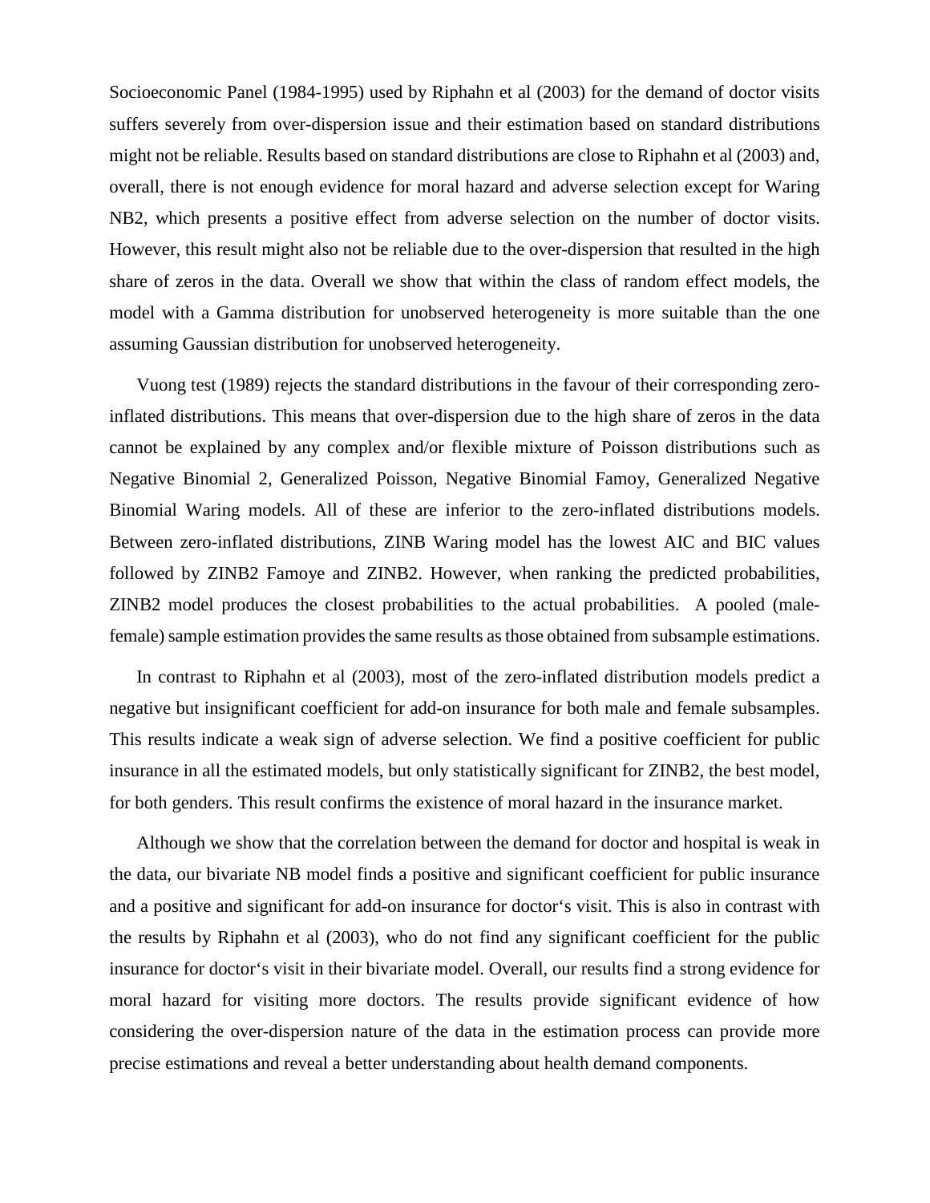Socioeconomic Panel (1984-1995) used by Riphahn et al (2003) for the demand of doctor visits suffers severely from over-dispersion issue and their estimation based on standard distributions might not be reliable. Results based on standard distributions are close to Riphahn et al (2003) and, overall, there is not enough evidence for moral hazard and adverse selection except for Waring NB2, which presents a positive effect from adverse selection on the number of doctor visits. However, this result might also not be reliable due to the over-dispersion that resulted in the high share of zeros in the data. Overall we show that within the class of random effect models, the model with a Gamma distribution for unobserved heterogeneity is more suitable than the one assuming Gaussian distribution for unobserved heterogeneity.

Vuong test (1989) rejects the standard distributions in the favour of their corresponding zero-inflated distributions. This means that over-dispersion due to the high share of zeros in the data cannot be explained by any complex and/or flexible mixture of Poisson distributions such as Negative Binomial 2, Generalized Poisson, Negative Binomial Famoy, Generalized Negative Binomial Waring models. All of these are inferior to the zero-inflated distributions models. Between zero-inflated distributions, ZINB Waring model has the lowest AIC and BIC values followed by ZINB2 Famoye and ZINB2. However, when ranking the predicted probabilities, ZINB2 model produces the closest probabilities to the actual probabilities. A pooled (male-female) sample estimation provides the same results as those obtained from subsample estimations.

In contrast to Riphahn et al (2003), most of the zero-inflated distribution models predict a negative but insignificant coefficient for add-on insurance for both male and female subsamples. This results indicate a weak sign of adverse selection. We find a positive coefficient for public insurance in all the estimated models, but only statistically significant for ZINB2, the best model, for both genders. This result confirms the existence of moral hazard in the insurance market.

Although we show that the correlation between the demand for doctor and hospital is weak in the data, our bivariate NB model finds a positive and significant coefficient for public insurance and a positive and significant for add-on insurance for doctor's visit. This is also in contrast with the results by Riphahn et al (2003), who do not find any significant coefficient for the public insurance for doctor's visit in their bivariate model. Overall, our results find a strong evidence for moral hazard for visiting more doctors. The results provide significant evidence of how considering the over-dispersion nature of the data in the estimation process can provide more precise estimations and reveal a better understanding about health demand components.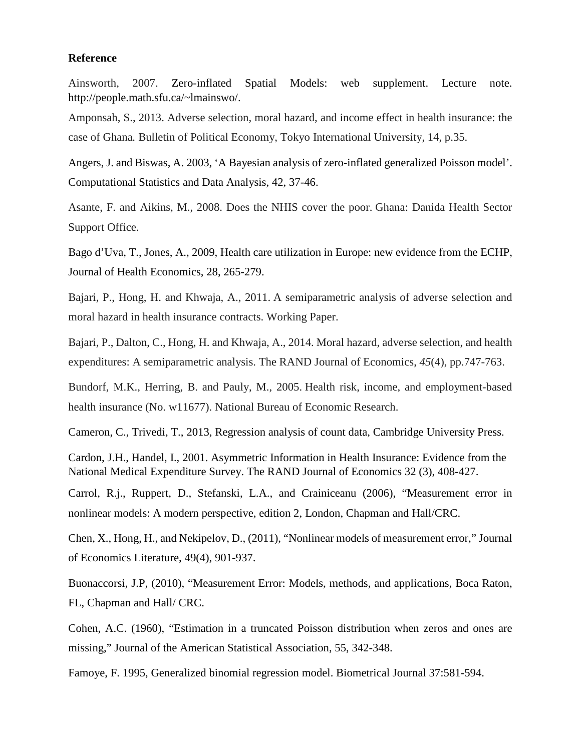**Reference**

Ainsworth, 2007. Zero-inflated Spatial Models: web supplement. Lecture note. http://people.math.sfu.ca/~lmainswo/.

Amponsah, S., 2013. Adverse selection, moral hazard, and income effect in health insurance: the case of Ghana. Bulletin of Political Economy, Tokyo International University, 14, p.35.

Angers, J. and Biswas, A. 2003, 'A Bayesian analysis of zero-inflated generalized Poisson model'. Computational Statistics and Data Analysis, 42, 37-46.

Asante, F. and Aikins, M., 2008. Does the NHIS cover the poor. Ghana: Danida Health Sector Support Office.

Bago d'Uva, T., Jones, A., 2009, Health care utilization in Europe: new evidence from the ECHP, Journal of Health Economics, 28, 265-279.

Bajari, P., Hong, H. and Khwaja, A., 2011. A semiparametric analysis of adverse selection and moral hazard in health insurance contracts. Working Paper.

Bajari, P., Dalton, C., Hong, H. and Khwaja, A., 2014. Moral hazard, adverse selection, and health expenditures: A semiparametric analysis. The RAND Journal of Economics, *45*(4), pp.747-763.

Bundorf, M.K., Herring, B. and Pauly, M., 2005. Health risk, income, and employment-based health insurance (No. w11677). National Bureau of Economic Research.

Cameron, C., Trivedi, T., 2013, Regression analysis of count data, Cambridge University Press.

Cardon, J.H., Handel, I., 2001. Asymmetric Information in Health Insurance: Evidence from the National Medical Expenditure Survey. The RAND Journal of Economics 32 (3), 408-427.

Carrol, R.j., Ruppert, D., Stefanski, L.A., and Crainiceanu (2006), "Measurement error in nonlinear models: A modern perspective, edition 2, London, Chapman and Hall/CRC.

Chen, X., Hong, H., and Nekipelov, D., (2011), "Nonlinear models of measurement error," Journal of Economics Literature, 49(4), 901-937.

Buonaccorsi, J.P, (2010), "Measurement Error: Models, methods, and applications, Boca Raton, FL, Chapman and Hall/ CRC.

Cohen, A.C. (1960), "Estimation in a truncated Poisson distribution when zeros and ones are missing," Journal of the American Statistical Association, 55, 342-348.

Famoye, F. 1995, Generalized binomial regression model. Biometrical Journal 37:581-594.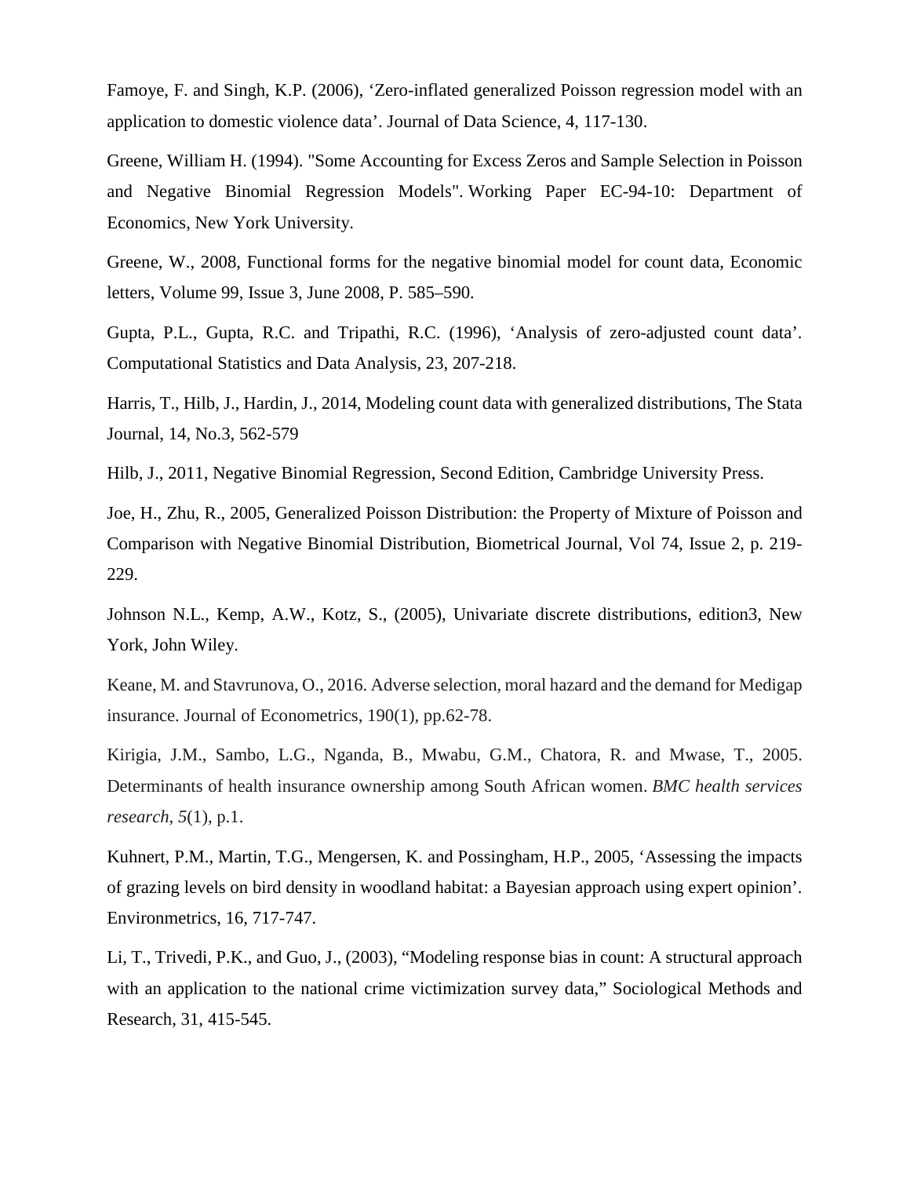Famoye, F. and Singh, K.P. (2006), ‘Zero-inflated generalized Poisson regression model with an application to domestic violence data’. Journal of Data Science, 4, 117-130.

Greene, William H. (1994). "Some Accounting for Excess Zeros and Sample Selection in Poisson and Negative Binomial Regression Models". Working Paper EC-94-10: Department of Economics, New York University.

Greene, W., 2008, Functional forms for the negative binomial model for count data, Economic letters, Volume 99, Issue 3, June 2008, P. 585–590.

Gupta, P.L., Gupta, R.C. and Tripathi, R.C. (1996), ‘Analysis of zero-adjusted count data’. Computational Statistics and Data Analysis, 23, 207-218.

Harris, T., Hilb, J., Hardin, J., 2014, Modeling count data with generalized distributions, The Stata Journal, 14, No.3, 562-579

Hilb, J., 2011, Negative Binomial Regression, Second Edition, Cambridge University Press.

Joe, H., Zhu, R., 2005, Generalized Poisson Distribution: the Property of Mixture of Poisson and Comparison with Negative Binomial Distribution, Biometrical Journal, Vol 74, Issue 2, p. 219-229.

Johnson N.L., Kemp, A.W., Kotz, S., (2005), Univariate discrete distributions, edition3, New York, John Wiley.

Keane, M. and Stavrunova, O., 2016. Adverse selection, moral hazard and the demand for Medigap insurance. Journal of Econometrics, 190(1), pp.62-78.

Kirigia, J.M., Sambo, L.G., Nganda, B., Mwabu, G.M., Chatora, R. and Mwase, T., 2005. Determinants of health insurance ownership among South African women. *BMC health services research*, *5*(1), p.1.

Kuhnert, P.M., Martin, T.G., Mengersen, K. and Possingham, H.P., 2005, ‘Assessing the impacts of grazing levels on bird density in woodland habitat: a Bayesian approach using expert opinion’. Environmetrics, 16, 717-747.

Li, T., Trivedi, P.K., and Guo, J., (2003), “Modeling response bias in count: A structural approach with an application to the national crime victimization survey data,” Sociological Methods and Research, 31, 415-545.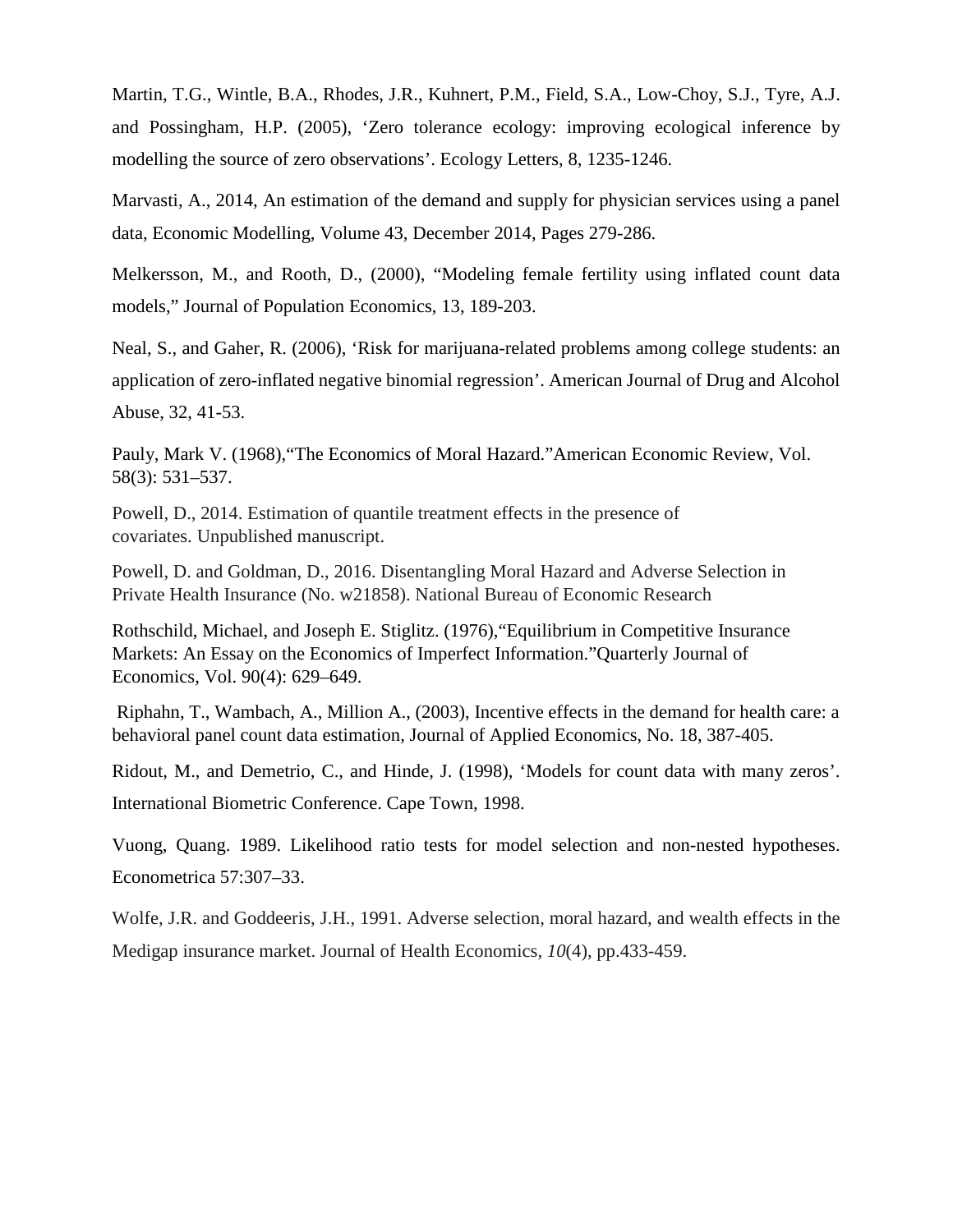Martin, T.G., Wintle, B.A., Rhodes, J.R., Kuhnert, P.M., Field, S.A., Low-Choy, S.J., Tyre, A.J. and Possingham, H.P. (2005), 'Zero tolerance ecology: improving ecological inference by modelling the source of zero observations'. Ecology Letters, 8, 1235-1246.

Marvasti, A., 2014, An estimation of the demand and supply for physician services using a panel data, Economic Modelling, Volume 43, December 2014, Pages 279-286.

Melkersson, M., and Rooth, D., (2000), "Modeling female fertility using inflated count data models," Journal of Population Economics, 13, 189-203.

Neal, S., and Gaher, R. (2006), 'Risk for marijuana-related problems among college students: an application of zero-inflated negative binomial regression'. American Journal of Drug and Alcohol Abuse, 32, 41-53.

Pauly, Mark V. (1968),"The Economics of Moral Hazard."American Economic Review, Vol. 58(3): 531–537.

Powell, D., 2014. Estimation of quantile treatment effects in the presence of covariates. Unpublished manuscript.

Powell, D. and Goldman, D., 2016. Disentangling Moral Hazard and Adverse Selection in Private Health Insurance (No. w21858). National Bureau of Economic Research

Rothschild, Michael, and Joseph E. Stiglitz. (1976),"Equilibrium in Competitive Insurance Markets: An Essay on the Economics of Imperfect Information."Quarterly Journal of Economics, Vol. 90(4): 629–649.

Riphahn, T., Wambach, A., Million A., (2003), Incentive effects in the demand for health care: a behavioral panel count data estimation, Journal of Applied Economics, No. 18, 387-405.

Ridout, M., and Demetrio, C., and Hinde, J. (1998), 'Models for count data with many zeros'. International Biometric Conference. Cape Town, 1998.

Vuong, Quang. 1989. Likelihood ratio tests for model selection and non-nested hypotheses. Econometrica 57:307–33.

Wolfe, J.R. and Goddeeris, J.H., 1991. Adverse selection, moral hazard, and wealth effects in the Medigap insurance market. Journal of Health Economics, *10*(4), pp.433-459.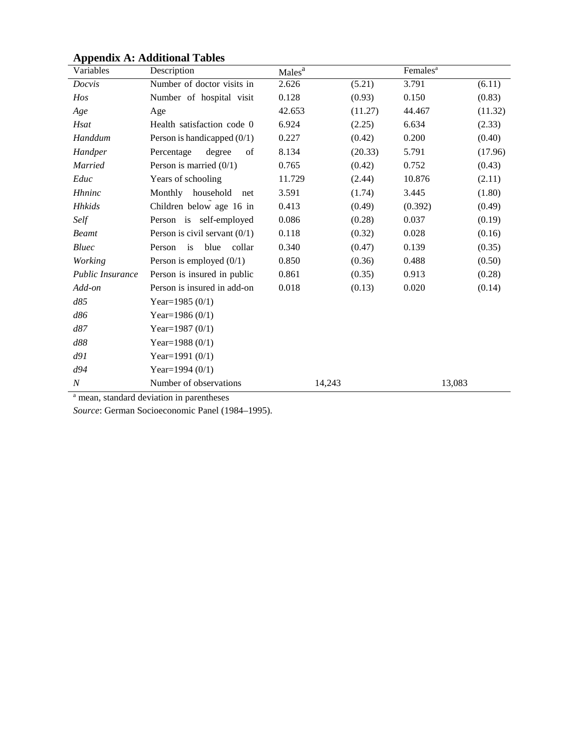## Appendix A: Additional Tables

| Variables | Description | Males[a] | | Females[a] | |
|---|---|---|---|---|---|
| *Docvis* | Number of doctor visits in | 2.626 | (5.21) | 3.791 | (6.11) |
| *Hos* | Number of hospital visit | 0.128 | (0.93) | 0.150 | (0.83) |
| *Age* | Age | 42.653 | (11.27) | 44.467 | (11.32) |
| *Hsat* | Health satisfaction code 0 | 6.924 | (2.25) | 6.634 | (2.33) |
| *Handdum* | Person is handicapped (0/1) | 0.227 | (0.42) | 0.200 | (0.40) |
| *Handper* | Percentage degree of | 8.134 | (20.33) | 5.791 | (17.96) |
| *Married* | Person is married (0/1) | 0.765 | (0.42) | 0.752 | (0.43) |
| *Educ* | Years of schooling | 11.729 | (2.44) | 10.876 | (2.11) |
| *Hhninc* | Monthly household net | 3.591 | (1.74) | 3.445 | (1.80) |
| *Hhkids* | Children below age 16 in | 0.413 | (0.49) | (0.392) | (0.49) |
| *Self* | Person is self-employed | 0.086 | (0.28) | 0.037 | (0.19) |
| *Beamt* | Person is civil servant (0/1) | 0.118 | (0.32) | 0.028 | (0.16) |
| *Bluec* | Person is blue collar | 0.340 | (0.47) | 0.139 | (0.35) |
| *Working* | Person is employed (0/1) | 0.850 | (0.36) | 0.488 | (0.50) |
| *Public Insurance* | Person is insured in public | 0.861 | (0.35) | 0.913 | (0.28) |
| *Add-on* | Person is insured in add-on | 0.018 | (0.13) | 0.020 | (0.14) |
| *d85* | Year=1985 (0/1) | | | | |
| *d86* | Year=1986 (0/1) | | | | |
| *d87* | Year=1987 (0/1) | | | | |
| *d88* | Year=1988 (0/1) | | | | |
| *d91* | Year=1991 (0/1) | | | | |
| *d94* | Year=1994 (0/1) | | | | |
| *N* | Number of observations | 14,243 | | 13,083 | |

[a] mean, standard deviation in parentheses

*Source*: German Socioeconomic Panel (1984–1995).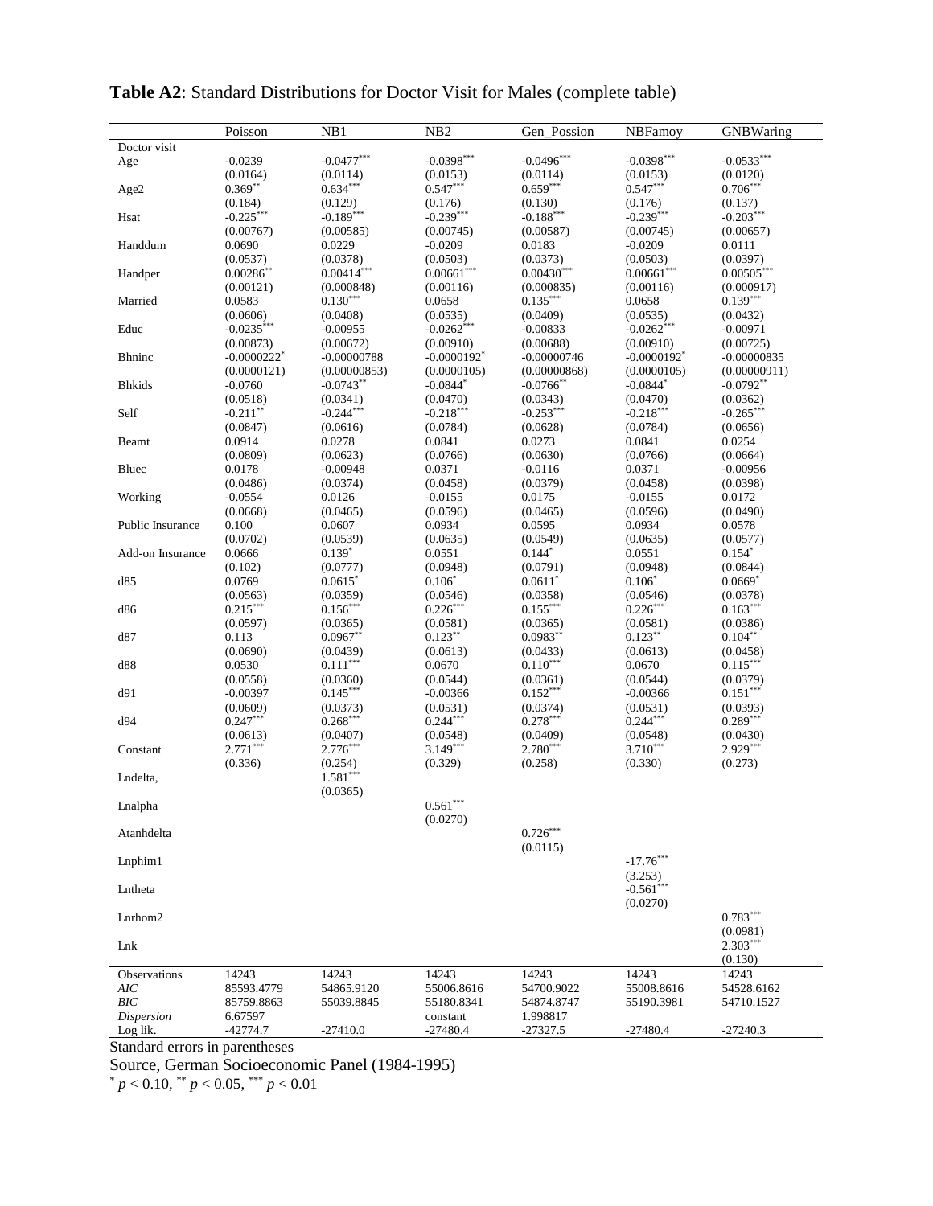**Table A2**: Standard Distributions for Doctor Visit for Males (complete table)

| | Poisson | NB1 | NB2 | Gen_Possion | NBFamoy | GNBWaring |
|---|---|---|---|---|---|---|
| Doctor visit | | | | | | |
| Age | -0.0239 | -0.0477*** | -0.0398*** | -0.0496*** | -0.0398*** | -0.0533*** |
| | (0.0164) | (0.0114) | (0.0153) | (0.0114) | (0.0153) | (0.0120) |
| Age2 | 0.369** | 0.634*** | 0.547*** | 0.659*** | 0.547*** | 0.706*** |
| | (0.184) | (0.129) | (0.176) | (0.130) | (0.176) | (0.137) |
| Hsat | -0.225*** | -0.189*** | -0.239*** | -0.188*** | -0.239*** | -0.203*** |
| | (0.00767) | (0.00585) | (0.00745) | (0.00587) | (0.00745) | (0.00657) |
| Handdum | 0.0690 | 0.0229 | -0.0209 | 0.0183 | -0.0209 | 0.0111 |
| | (0.0537) | (0.0378) | (0.0503) | (0.0373) | (0.0503) | (0.0397) |
| Handper | 0.00286** | 0.00414*** | 0.00661*** | 0.00430*** | 0.00661*** | 0.00505*** |
| | (0.00121) | (0.000848) | (0.00116) | (0.000835) | (0.00116) | (0.000917) |
| Married | 0.0583 | 0.130*** | 0.0658 | 0.135*** | 0.0658 | 0.139*** |
| | (0.0606) | (0.0408) | (0.0535) | (0.0409) | (0.0535) | (0.0432) |
| Educ | -0.0235*** | -0.00955 | -0.0262*** | -0.00833 | -0.0262*** | -0.00971 |
| | (0.00873) | (0.00672) | (0.00910) | (0.00688) | (0.00910) | (0.00725) |
| Bhninc | -0.0000222* | -0.00000788 | -0.0000192* | -0.00000746 | -0.0000192* | -0.00000835 |
| | (0.0000121) | (0.00000853) | (0.0000105) | (0.00000868) | (0.0000105) | (0.00000911) |
| Bhkids | -0.0760 | -0.0743** | -0.0844* | -0.0766** | -0.0844* | -0.0792** |
| | (0.0518) | (0.0341) | (0.0470) | (0.0343) | (0.0470) | (0.0362) |
| Self | -0.211** | -0.244*** | -0.218*** | -0.253*** | -0.218*** | -0.265*** |
| | (0.0847) | (0.0616) | (0.0784) | (0.0628) | (0.0784) | (0.0656) |
| Beamt | 0.0914 | 0.0278 | 0.0841 | 0.0273 | 0.0841 | 0.0254 |
| | (0.0809) | (0.0623) | (0.0766) | (0.0630) | (0.0766) | (0.0664) |
| Bluec | 0.0178 | -0.00948 | 0.0371 | -0.0116 | 0.0371 | -0.00956 |
| | (0.0486) | (0.0374) | (0.0458) | (0.0379) | (0.0458) | (0.0398) |
| Working | -0.0554 | 0.0126 | -0.0155 | 0.0175 | -0.0155 | 0.0172 |
| | (0.0668) | (0.0465) | (0.0596) | (0.0465) | (0.0596) | (0.0490) |
| Public Insurance | 0.100 | 0.0607 | 0.0934 | 0.0595 | 0.0934 | 0.0578 |
| | (0.0702) | (0.0539) | (0.0635) | (0.0549) | (0.0635) | (0.0577) |
| Add-on Insurance | 0.0666 | 0.139* | 0.0551 | 0.144* | 0.0551 | 0.154* |
| | (0.102) | (0.0777) | (0.0948) | (0.0791) | (0.0948) | (0.0844) |
| d85 | 0.0769 | 0.0615* | 0.106* | 0.0611* | 0.106* | 0.0669* |
| | (0.0563) | (0.0359) | (0.0546) | (0.0358) | (0.0546) | (0.0378) |
| d86 | 0.215*** | 0.156*** | 0.226*** | 0.155*** | 0.226*** | 0.163*** |
| | (0.0597) | (0.0365) | (0.0581) | (0.0365) | (0.0581) | (0.0386) |
| d87 | 0.113 | 0.0967** | 0.123** | 0.0983** | 0.123** | 0.104** |
| | (0.0690) | (0.0439) | (0.0613) | (0.0433) | (0.0613) | (0.0458) |
| d88 | 0.0530 | 0.111*** | 0.0670 | 0.110*** | 0.0670 | 0.115*** |
| | (0.0558) | (0.0360) | (0.0544) | (0.0361) | (0.0544) | (0.0379) |
| d91 | -0.00397 | 0.145*** | -0.00366 | 0.152*** | -0.00366 | 0.151*** |
| | (0.0609) | (0.0373) | (0.0531) | (0.0374) | (0.0531) | (0.0393) |
| d94 | 0.247*** | 0.268*** | 0.244*** | 0.278*** | 0.244*** | 0.289*** |
| | (0.0613) | (0.0407) | (0.0548) | (0.0409) | (0.0548) | (0.0430) |
| Constant | 2.771*** | 2.776*** | 3.149*** | 2.780*** | 3.710*** | 2.929*** |
| | (0.336) | (0.254) | (0.329) | (0.258) | (0.330) | (0.273) |
| Lndelta, | | 1.581*** | | | | |
| | | (0.0365) | | | | |
| Lnalpha | | | 0.561*** | | | |
| | | | (0.0270) | | | |
| Atanhdelta | | | | 0.726*** | | |
| | | | | (0.0115) | | |
| Lnphim1 | | | | | -17.76*** | |
| | | | | | (3.253) | |
| Lntheta | | | | | -0.561*** | |
| | | | | | (0.0270) | |
| Lnrho2 | | | | | | 0.783*** |
| | | | | | | (0.0981) |
| Lnk | | | | | | 2.303*** |
| | | | | | | (0.130) |
| Observations | 14243 | 14243 | 14243 | 14243 | 14243 | 14243 |
| *AIC* | 85593.4779 | 54865.9120 | 55006.8616 | 54700.9022 | 55008.8616 | 54528.6162 |
| *BIC* | 85759.8863 | 55039.8845 | 55180.8341 | 54874.8747 | 55190.3981 | 54710.1527 |
| *Dispersion* | 6.67597 | | constant | 1.998817 | | |
| Log lik. | -42774.7 | -27410.0 | -27480.4 | -27327.5 | -27480.4 | -27240.3 |

Standard errors in parentheses

Source, German Socioeconomic Panel (1984-1995)

\* $p < 0.10$, \*\* $p < 0.05$, \*\*\* $p < 0.01$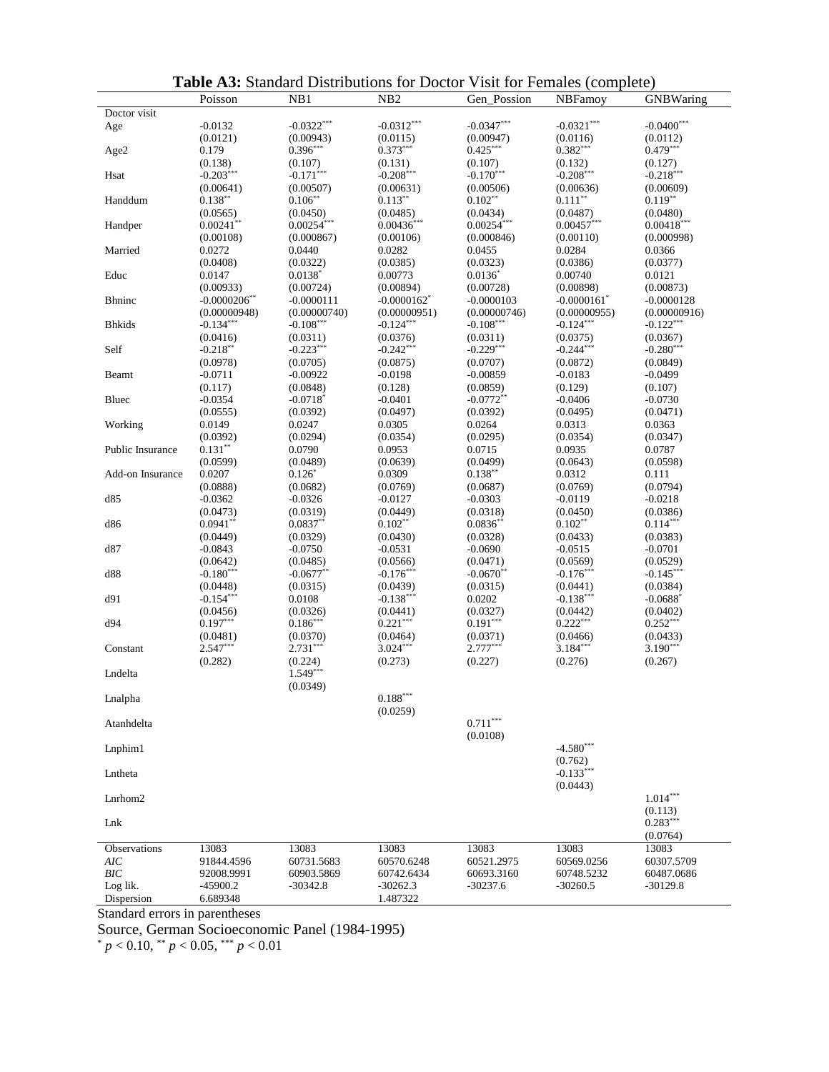**Table A3:** Standard Distributions for Doctor Visit for Females (complete)

| | Poisson | NB1 | NB2 | Gen_Possion | NBFamoy | GNBWaring |
|---|---|---|---|---|---|---|
| Doctor visit | | | | | | |
| Age | -0.0132 | -0.0322*** | -0.0312*** | -0.0347*** | -0.0321*** | -0.0400*** |
| | (0.0121) | (0.00943) | (0.0115) | (0.00947) | (0.0116) | (0.0112) |
| Age2 | 0.179 | 0.396*** | 0.373*** | 0.425*** | 0.382*** | 0.479*** |
| | (0.138) | (0.107) | (0.131) | (0.107) | (0.132) | (0.127) |
| Hsat | -0.203*** | -0.171*** | -0.208*** | -0.170*** | -0.208*** | -0.218*** |
| | (0.00641) | (0.00507) | (0.00631) | (0.00506) | (0.00636) | (0.00609) |
| Handdum | 0.138** | 0.106** | 0.113** | 0.102** | 0.111** | 0.119** |
| | (0.0565) | (0.0450) | (0.0485) | (0.0434) | (0.0487) | (0.0480) |
| Handper | 0.00241** | 0.00254*** | 0.00436*** | 0.00254*** | 0.00457*** | 0.00418*** |
| | (0.00108) | (0.000867) | (0.00106) | (0.000846) | (0.00110) | (0.000998) |
| Married | 0.0272 | 0.0440 | 0.0282 | 0.0455 | 0.0284 | 0.0366 |
| | (0.0408) | (0.0322) | (0.0385) | (0.0323) | (0.0386) | (0.0377) |
| Educ | 0.0147 | 0.0138* | 0.00773 | 0.0136* | 0.00740 | 0.0121 |
| | (0.00933) | (0.00724) | (0.00894) | (0.00728) | (0.00898) | (0.00873) |
| Bhninc | -0.0000206** | -0.0000111 | -0.0000162* | -0.0000103 | -0.0000161* | -0.0000128 |
| | (0.00000948) | (0.00000740) | (0.00000951) | (0.00000746) | (0.00000955) | (0.00000916) |
| Bhkids | -0.134*** | -0.108*** | -0.124*** | -0.108*** | -0.124*** | -0.122*** |
| | (0.0416) | (0.0311) | (0.0376) | (0.0311) | (0.0375) | (0.0367) |
| Self | -0.218** | -0.223*** | -0.242*** | -0.229*** | -0.244*** | -0.280*** |
| | (0.0978) | (0.0705) | (0.0875) | (0.0707) | (0.0872) | (0.0849) |
| Beamt | -0.0711 | -0.00922 | -0.0198 | -0.00859 | -0.0183 | -0.0499 |
| | (0.117) | (0.0848) | (0.128) | (0.0859) | (0.129) | (0.107) |
| Bluec | -0.0354 | -0.0718* | -0.0401 | -0.0772** | -0.0406 | -0.0730 |
| | (0.0555) | (0.0392) | (0.0497) | (0.0392) | (0.0495) | (0.0471) |
| Working | 0.0149 | 0.0247 | 0.0305 | 0.0264 | 0.0313 | 0.0363 |
| | (0.0392) | (0.0294) | (0.0354) | (0.0295) | (0.0354) | (0.0347) |
| Public Insurance | 0.131** | 0.0790 | 0.0953 | 0.0715 | 0.0935 | 0.0787 |
| | (0.0599) | (0.0489) | (0.0639) | (0.0499) | (0.0643) | (0.0598) |
| Add-on Insurance | 0.0207 | 0.126* | 0.0309 | 0.138** | 0.0312 | 0.111 |
| | (0.0888) | (0.0682) | (0.0769) | (0.0687) | (0.0769) | (0.0794) |
| d85 | -0.0362 | -0.0326 | -0.0127 | -0.0303 | -0.0119 | -0.0218 |
| | (0.0473) | (0.0319) | (0.0449) | (0.0318) | (0.0450) | (0.0386) |
| d86 | 0.0941** | 0.0837** | 0.102** | 0.0836** | 0.102** | 0.114*** |
| | (0.0449) | (0.0329) | (0.0430) | (0.0328) | (0.0433) | (0.0383) |
| d87 | -0.0843 | -0.0750 | -0.0531 | -0.0690 | -0.0515 | -0.0701 |
| | (0.0642) | (0.0485) | (0.0566) | (0.0471) | (0.0569) | (0.0529) |
| d88 | -0.180*** | -0.0677** | -0.176*** | -0.0670** | -0.176*** | -0.145*** |
| | (0.0448) | (0.0315) | (0.0439) | (0.0315) | (0.0441) | (0.0384) |
| d91 | -0.154*** | 0.0108 | -0.138*** | 0.0202 | -0.138*** | -0.0688* |
| | (0.0456) | (0.0326) | (0.0441) | (0.0327) | (0.0442) | (0.0402) |
| d94 | 0.197*** | 0.186*** | 0.221*** | 0.191*** | 0.222*** | 0.252*** |
| | (0.0481) | (0.0370) | (0.0464) | (0.0371) | (0.0466) | (0.0433) |
| Constant | 2.547*** | 2.731*** | 3.024*** | 2.777*** | 3.184*** | 3.190*** |
| | (0.282) | (0.224) | (0.273) | (0.227) | (0.276) | (0.267) |
| Lndelta | | 1.549*** | | | | |
| | | (0.0349) | | | | |
| Lnalpha | | | 0.188*** | | | |
| | | | (0.0259) | | | |
| Atanhdelta | | | | 0.711*** | | |
| | | | | (0.0108) | | |
| Lnphim1 | | | | | -4.580*** | |
| | | | | | (0.762) | |
| Lntheta | | | | | -0.133*** | |
| | | | | | (0.0443) | |
| Lnrhom2 | | | | | | 1.014*** |
| | | | | | | (0.113) |
| Lnk | | | | | | 0.283*** |
| | | | | | | (0.0764) |
| Observations | 13083 | 13083 | 13083 | 13083 | 13083 | 13083 |
| *AIC* | 91844.4596 | 60731.5683 | 60570.6248 | 60521.2975 | 60569.0256 | 60307.5709 |
| *BIC* | 92008.9991 | 60903.5869 | 60742.6434 | 60693.3160 | 60748.5232 | 60487.0686 |
| Log lik. | -45900.2 | -30342.8 | -30262.3 | -30237.6 | -30260.5 | -30129.8 |
| Dispersion | 6.689348 | | 1.487322 | | | |

Standard errors in parentheses

Source, German Socioeconomic Panel (1984-1995)

\* $p < 0.10$, ** $p < 0.05$, *** $p < 0.01$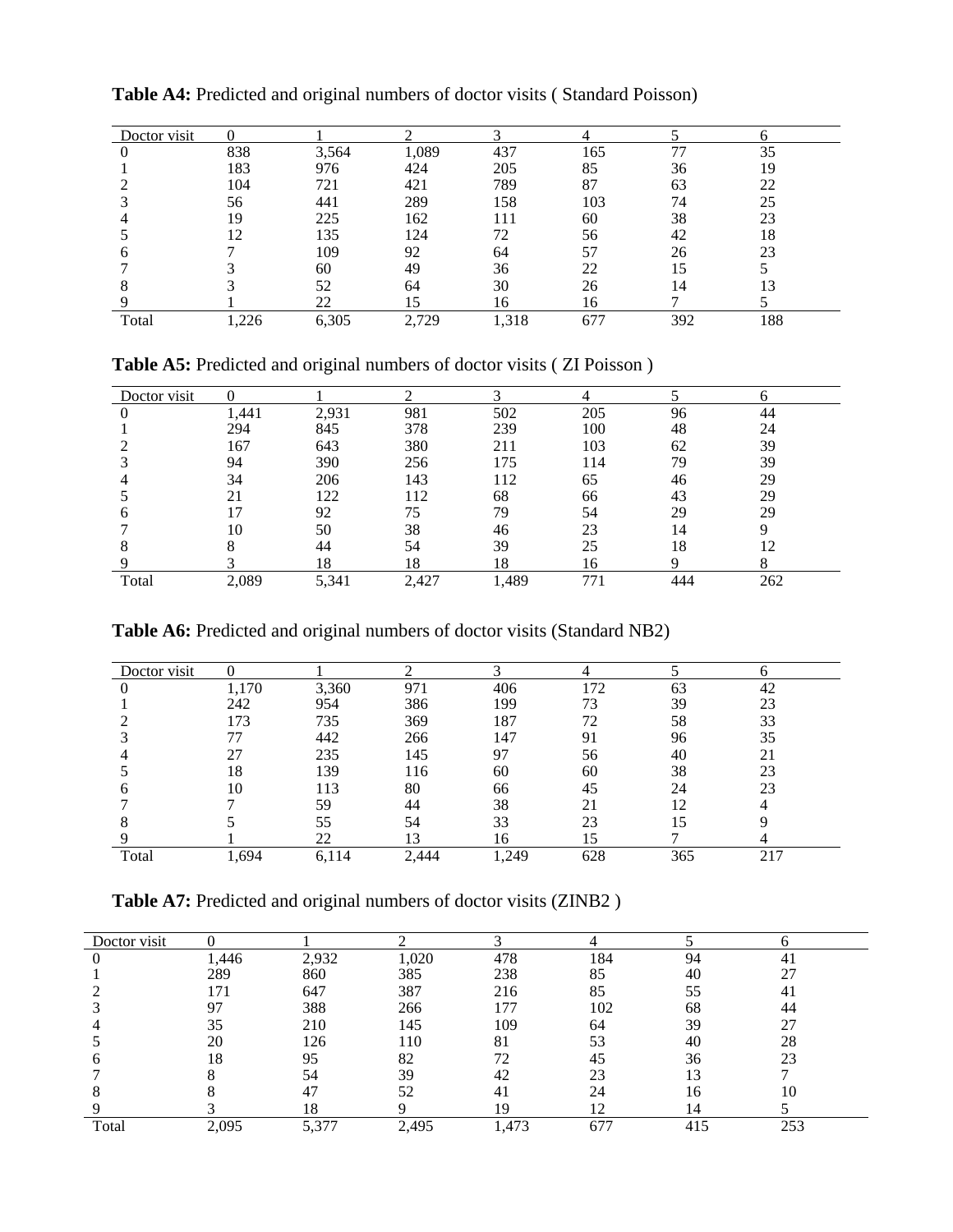**Table A4:** Predicted and original numbers of doctor visits ( Standard Poisson)

| Doctor visit | 0 | 1 | 2 | 3 | 4 | 5 | 6 |
|---|---|---|---|---|---|---|---|
| 0 | 838 | 3,564 | 1,089 | 437 | 165 | 77 | 35 |
| 1 | 183 | 976 | 424 | 205 | 85 | 36 | 19 |
| 2 | 104 | 721 | 421 | 789 | 87 | 63 | 22 |
| 3 | 56 | 441 | 289 | 158 | 103 | 74 | 25 |
| 4 | 19 | 225 | 162 | 111 | 60 | 38 | 23 |
| 5 | 12 | 135 | 124 | 72 | 56 | 42 | 18 |
| 6 | 7 | 109 | 92 | 64 | 57 | 26 | 23 |
| 7 | 3 | 60 | 49 | 36 | 22 | 15 | 5 |
| 8 | 3 | 52 | 64 | 30 | 26 | 14 | 13 |
| 9 | 1 | 22 | 15 | 16 | 16 | 7 | 5 |
| Total | 1,226 | 6,305 | 2,729 | 1,318 | 677 | 392 | 188 |

**Table A5:** Predicted and original numbers of doctor visits ( ZI Poisson )

| Doctor visit | 0 | 1 | 2 | 3 | 4 | 5 | 6 |
|---|---|---|---|---|---|---|---|
| 0 | 1,441 | 2,931 | 981 | 502 | 205 | 96 | 44 |
| 1 | 294 | 845 | 378 | 239 | 100 | 48 | 24 |
| 2 | 167 | 643 | 380 | 211 | 103 | 62 | 39 |
| 3 | 94 | 390 | 256 | 175 | 114 | 79 | 39 |
| 4 | 34 | 206 | 143 | 112 | 65 | 46 | 29 |
| 5 | 21 | 122 | 112 | 68 | 66 | 43 | 29 |
| 6 | 17 | 92 | 75 | 79 | 54 | 29 | 29 |
| 7 | 10 | 50 | 38 | 46 | 23 | 14 | 9 |
| 8 | 8 | 44 | 54 | 39 | 25 | 18 | 12 |
| 9 | 3 | 18 | 18 | 18 | 16 | 9 | 8 |
| Total | 2,089 | 5,341 | 2,427 | 1,489 | 771 | 444 | 262 |

**Table A6:** Predicted and original numbers of doctor visits (Standard NB2)

| Doctor visit | 0 | 1 | 2 | 3 | 4 | 5 | 6 |
|---|---|---|---|---|---|---|---|
| 0 | 1,170 | 3,360 | 971 | 406 | 172 | 63 | 42 |
| 1 | 242 | 954 | 386 | 199 | 73 | 39 | 23 |
| 2 | 173 | 735 | 369 | 187 | 72 | 58 | 33 |
| 3 | 77 | 442 | 266 | 147 | 91 | 96 | 35 |
| 4 | 27 | 235 | 145 | 97 | 56 | 40 | 21 |
| 5 | 18 | 139 | 116 | 60 | 60 | 38 | 23 |
| 6 | 10 | 113 | 80 | 66 | 45 | 24 | 23 |
| 7 | 7 | 59 | 44 | 38 | 21 | 12 | 4 |
| 8 | 5 | 55 | 54 | 33 | 23 | 15 | 9 |
| 9 | 1 | 22 | 13 | 16 | 15 | 7 | 4 |
| Total | 1,694 | 6,114 | 2,444 | 1,249 | 628 | 365 | 217 |

**Table A7:** Predicted and original numbers of doctor visits (ZINB2 )

| Doctor visit | 0 | 1 | 2 | 3 | 4 | 5 | 6 |
|---|---|---|---|---|---|---|---|
| 0 | 1,446 | 2,932 | 1,020 | 478 | 184 | 94 | 41 |
| 1 | 289 | 860 | 385 | 238 | 85 | 40 | 27 |
| 2 | 171 | 647 | 387 | 216 | 85 | 55 | 41 |
| 3 | 97 | 388 | 266 | 177 | 102 | 68 | 44 |
| 4 | 35 | 210 | 145 | 109 | 64 | 39 | 27 |
| 5 | 20 | 126 | 110 | 81 | 53 | 40 | 28 |
| 6 | 18 | 95 | 82 | 72 | 45 | 36 | 23 |
| 7 | 8 | 54 | 39 | 42 | 23 | 13 | 7 |
| 8 | 8 | 47 | 52 | 41 | 24 | 16 | 10 |
| 9 | 3 | 18 | 9 | 19 | 12 | 14 | 5 |
| Total | 2,095 | 5,377 | 2,495 | 1,473 | 677 | 415 | 253 |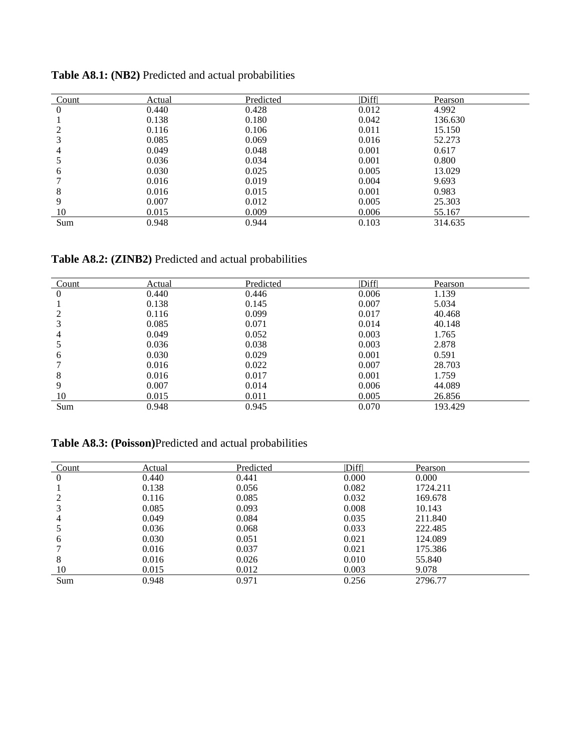**Table A8.1: (NB2)** Predicted and actual probabilities

| Count | Actual | Predicted | \|Diff\| | Pearson |
|---|---|---|---|---|
| 0 | 0.440 | 0.428 | 0.012 | 4.992 |
| 1 | 0.138 | 0.180 | 0.042 | 136.630 |
| 2 | 0.116 | 0.106 | 0.011 | 15.150 |
| 3 | 0.085 | 0.069 | 0.016 | 52.273 |
| 4 | 0.049 | 0.048 | 0.001 | 0.617 |
| 5 | 0.036 | 0.034 | 0.001 | 0.800 |
| 6 | 0.030 | 0.025 | 0.005 | 13.029 |
| 7 | 0.016 | 0.019 | 0.004 | 9.693 |
| 8 | 0.016 | 0.015 | 0.001 | 0.983 |
| 9 | 0.007 | 0.012 | 0.005 | 25.303 |
| 10 | 0.015 | 0.009 | 0.006 | 55.167 |
| Sum | 0.948 | 0.944 | 0.103 | 314.635 |

**Table A8.2: (ZINB2)** Predicted and actual probabilities

| Count | Actual | Predicted | \|Diff\| | Pearson |
|---|---|---|---|---|
| 0 | 0.440 | 0.446 | 0.006 | 1.139 |
| 1 | 0.138 | 0.145 | 0.007 | 5.034 |
| 2 | 0.116 | 0.099 | 0.017 | 40.468 |
| 3 | 0.085 | 0.071 | 0.014 | 40.148 |
| 4 | 0.049 | 0.052 | 0.003 | 1.765 |
| 5 | 0.036 | 0.038 | 0.003 | 2.878 |
| 6 | 0.030 | 0.029 | 0.001 | 0.591 |
| 7 | 0.016 | 0.022 | 0.007 | 28.703 |
| 8 | 0.016 | 0.017 | 0.001 | 1.759 |
| 9 | 0.007 | 0.014 | 0.006 | 44.089 |
| 10 | 0.015 | 0.011 | 0.005 | 26.856 |
| Sum | 0.948 | 0.945 | 0.070 | 193.429 |

**Table A8.3: (Poisson)**Predicted and actual probabilities

| Count | Actual | Predicted | \|Diff\| | Pearson |
|---|---|---|---|---|
| 0 | 0.440 | 0.441 | 0.000 | 0.000 |
| 1 | 0.138 | 0.056 | 0.082 | 1724.211 |
| 2 | 0.116 | 0.085 | 0.032 | 169.678 |
| 3 | 0.085 | 0.093 | 0.008 | 10.143 |
| 4 | 0.049 | 0.084 | 0.035 | 211.840 |
| 5 | 0.036 | 0.068 | 0.033 | 222.485 |
| 6 | 0.030 | 0.051 | 0.021 | 124.089 |
| 7 | 0.016 | 0.037 | 0.021 | 175.386 |
| 8 | 0.016 | 0.026 | 0.010 | 55.840 |
| 10 | 0.015 | 0.012 | 0.003 | 9.078 |
| Sum | 0.948 | 0.971 | 0.256 | 2796.77 |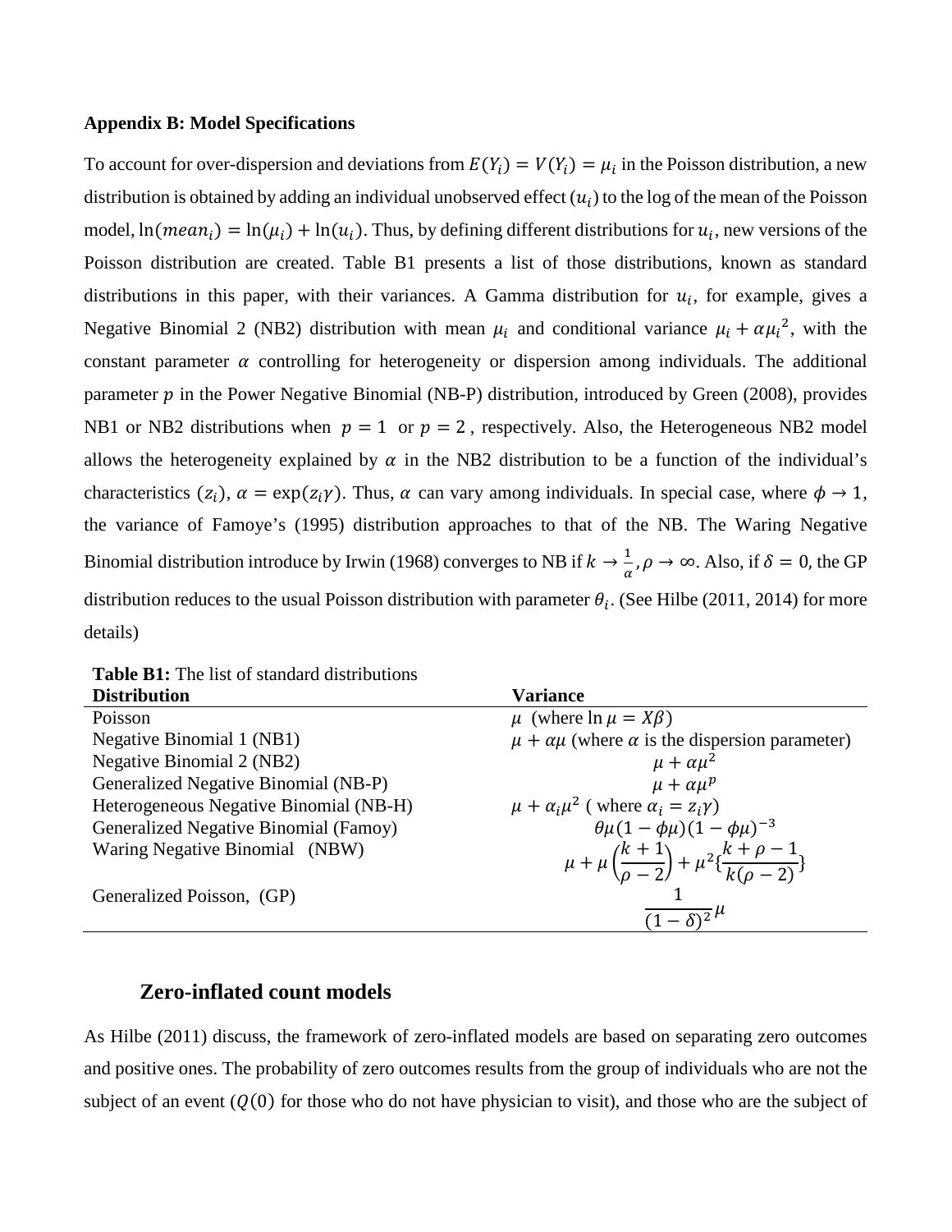**Appendix B: Model Specifications**

To account for over-dispersion and deviations from $E(Y_i) = V(Y_i) = \mu_i$ in the Poisson distribution, a new distribution is obtained by adding an individual unobserved effect $(u_i)$ to the log of the mean of the Poisson model, $\ln(mean_i) = \ln(\mu_i) + \ln(u_i)$. Thus, by defining different distributions for $u_i$, new versions of the Poisson distribution are created. Table B1 presents a list of those distributions, known as standard distributions in this paper, with their variances. A Gamma distribution for $u_i$, for example, gives a Negative Binomial 2 (NB2) distribution with mean $\mu_i$ and conditional variance $\mu_i + \alpha\mu_i^2$, with the constant parameter $\alpha$ controlling for heterogeneity or dispersion among individuals. The additional parameter $p$ in the Power Negative Binomial (NB-P) distribution, introduced by Green (2008), provides NB1 or NB2 distributions when $p = 1$ or $p = 2$, respectively. Also, the Heterogeneous NB2 model allows the heterogeneity explained by $\alpha$ in the NB2 distribution to be a function of the individual's characteristics $(z_i)$, $\alpha = \exp(z_i\gamma)$. Thus, $\alpha$ can vary among individuals. In special case, where $\phi \to 1$, the variance of Famoye's (1995) distribution approaches to that of the NB. The Waring Negative Binomial distribution introduce by Irwin (1968) converges to NB if $k \to \frac{1}{\alpha}, \rho \to \infty$. Also, if $\delta = 0$, the GP distribution reduces to the usual Poisson distribution with parameter $\theta_i$. (See Hilbe (2011, 2014) for more details)

**Table B1:** The list of standard distributions

| Distribution | Variance |
|---|---|
| Poisson | $\mu$ (where $\ln\mu = X\beta$) |
| Negative Binomial 1 (NB1) | $\mu + \alpha\mu$ (where $\alpha$ is the dispersion parameter) |
| Negative Binomial 2 (NB2) | $\mu + \alpha\mu^2$ |
| Generalized Negative Binomial (NB-P) | $\mu + \alpha\mu^p$ |
| Heterogeneous Negative Binomial (NB-H) | $\mu + \alpha_i\mu^2$ ( where $\alpha_i = z_i\gamma$) |
| Generalized Negative Binomial (Famoy) | $\theta\mu(1-\phi\mu)(1-\phi\mu)^{-3}$ |
| Waring Negative Binomial (NBW) | $\mu + \mu\left(\frac{k+1}{\rho-2}\right) + \mu^2\{\frac{k+\rho-1}{k(\rho-2)}\}$ |
| Generalized Poisson, (GP) | $\frac{1}{(1-\delta)^2}\mu$ |

## Zero-inflated count models

As Hilbe (2011) discuss, the framework of zero-inflated models are based on separating zero outcomes and positive ones. The probability of zero outcomes results from the group of individuals who are not the subject of an event ($Q(0)$ for those who do not have physician to visit), and those who are the subject of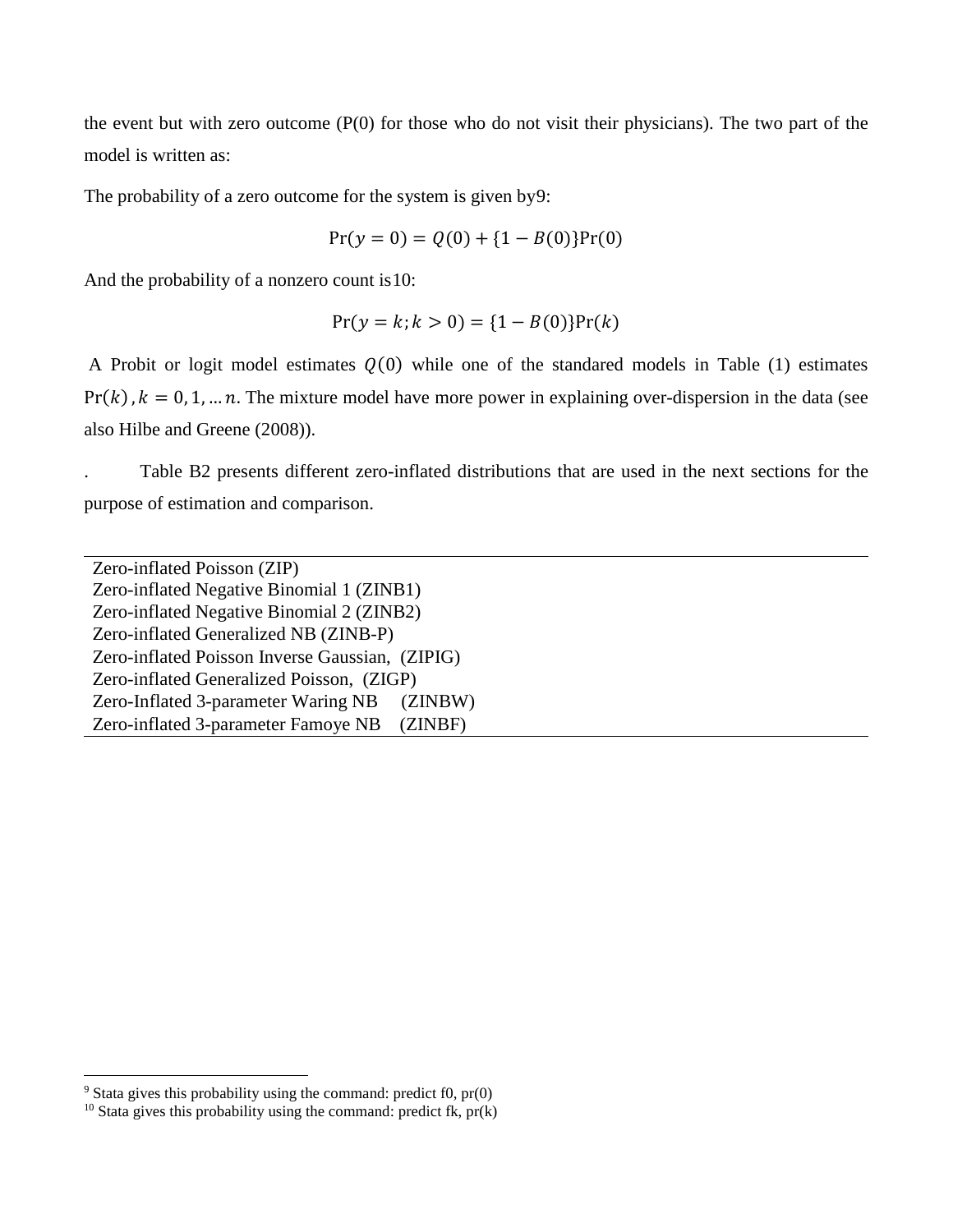the event but with zero outcome (P(0) for those who do not visit their physicians). The two part of the model is written as:

The probability of a zero outcome for the system is given by[9]:

$$\Pr(y = 0) = Q(0) + \{1 - B(0)\}\Pr(0)$$

And the probability of a nonzero count is[10]:

$$\Pr(y = k; k > 0) = \{1 - B(0)\}\Pr(k)$$

A Probit or logit model estimates $Q(0)$ while one of the standared models in Table (1) estimates $\Pr(k), k = 0, 1, \ldots n$. The mixture model have more power in explaining over-dispersion in the data (see also Hilbe and Greene (2008)).

. Table B2 presents different zero-inflated distributions that are used in the next sections for the purpose of estimation and comparison.

| |
|---|
| Zero-inflated Poisson (ZIP) |
| Zero-inflated Negative Binomial 1 (ZINB1) |
| Zero-inflated Negative Binomial 2 (ZINB2) |
| Zero-inflated Generalized NB (ZINB-P) |
| Zero-inflated Poisson Inverse Gaussian, (ZIPIG) |
| Zero-inflated Generalized Poisson, (ZIGP) |
| Zero-Inflated 3-parameter Waring NB (ZINBW) |
| Zero-inflated 3-parameter Famoye NB (ZINBF) |

[9] Stata gives this probability using the command: predict f0, pr(0)

[10] Stata gives this probability using the command: predict fk, pr(k)